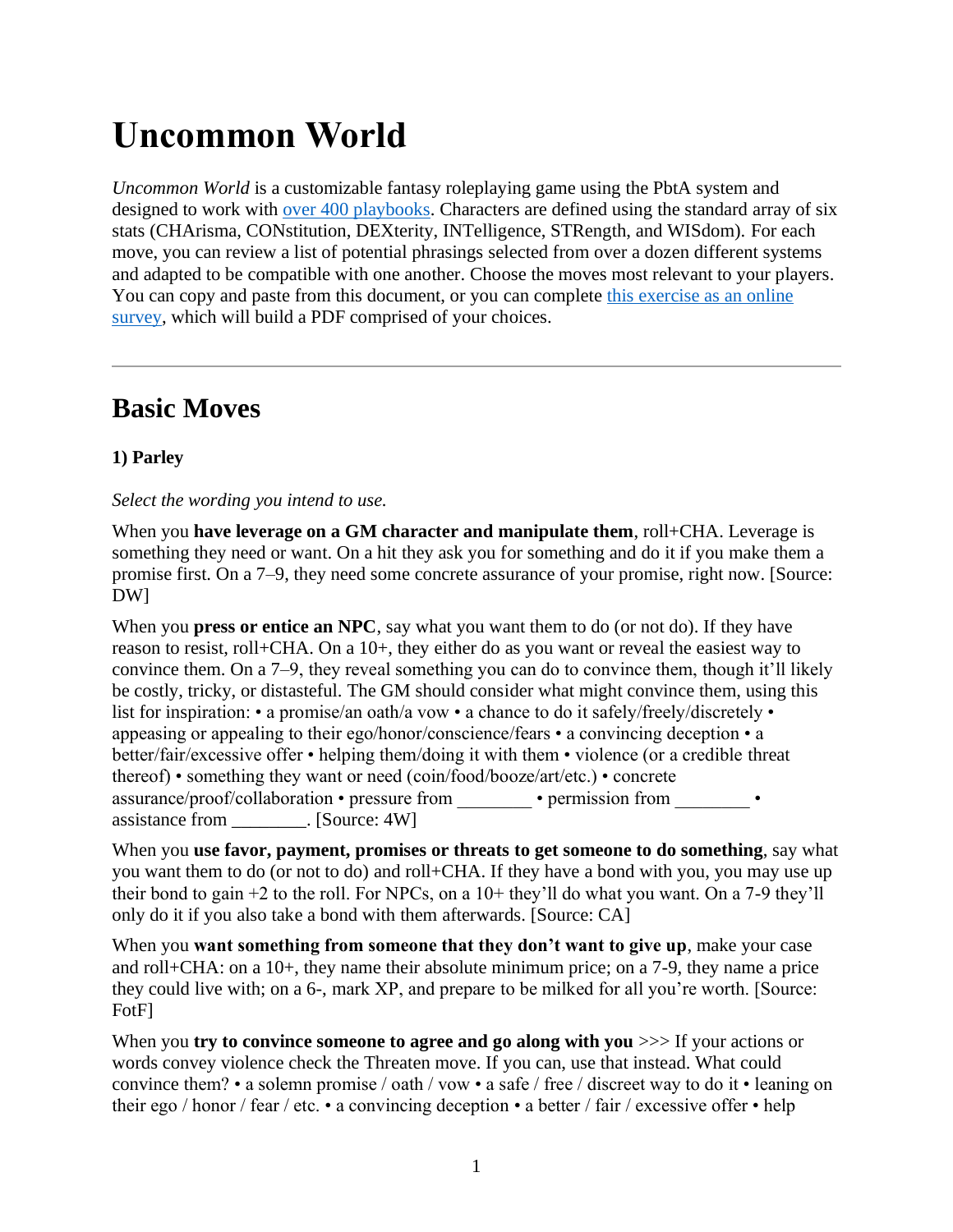# Uncommon World

*Uncommon World* is a customizable fantasy roleplaying game using the PbtA system and designed to work with [over 400 playbooks](). Characters are defined using the standard array of six stats (CHArisma, CONstitution, DEXterity, INTelligence, STRength, and WISdom). For each move, you can review a list of potential phrasings selected from over a dozen different systems and adapted to be compatible with one another. Choose the moves most relevant to your players. You can copy and paste from this document, or you can complete [this exercise as an online survey](), which will build a PDF comprised of your choices.

---

## Basic Moves

**1) Parley**

*Select the wording you intend to use.*

When you **have leverage on a GM character and manipulate them**, roll+CHA. Leverage is something they need or want. On a hit they ask you for something and do it if you make them a promise first. On a 7–9, they need some concrete assurance of your promise, right now. [Source: DW]

When you **press or entice an NPC**, say what you want them to do (or not do). If they have reason to resist, roll+CHA. On a 10+, they either do as you want or reveal the easiest way to convince them. On a 7–9, they reveal something you can do to convince them, though it'll likely be costly, tricky, or distasteful. The GM should consider what might convince them, using this list for inspiration: • a promise/an oath/a vow • a chance to do it safely/freely/discretely • appeasing or appealing to their ego/honor/conscience/fears • a convincing deception • a better/fair/excessive offer • helping them/doing it with them • violence (or a credible threat thereof) • something they want or need (coin/food/booze/art/etc.) • concrete assurance/proof/collaboration • pressure from ________ • permission from ________ • assistance from ________. [Source: 4W]

When you **use favor, payment, promises or threats to get someone to do something**, say what you want them to do (or not to do) and roll+CHA. If they have a bond with you, you may use up their bond to gain +2 to the roll. For NPCs, on a 10+ they'll do what you want. On a 7-9 they'll only do it if you also take a bond with them afterwards. [Source: CA]

When you **want something from someone that they don't want to give up**, make your case and roll+CHA: on a 10+, they name their absolute minimum price; on a 7-9, they name a price they could live with; on a 6-, mark XP, and prepare to be milked for all you're worth. [Source: FotF]

When you **try to convince someone to agree and go along with you** >>> If your actions or words convey violence check the Threaten move. If you can, use that instead. What could convince them? • a solemn promise / oath / vow • a safe / free / discreet way to do it • leaning on their ego / honor / fear / etc. • a convincing deception • a better / fair / excessive offer • help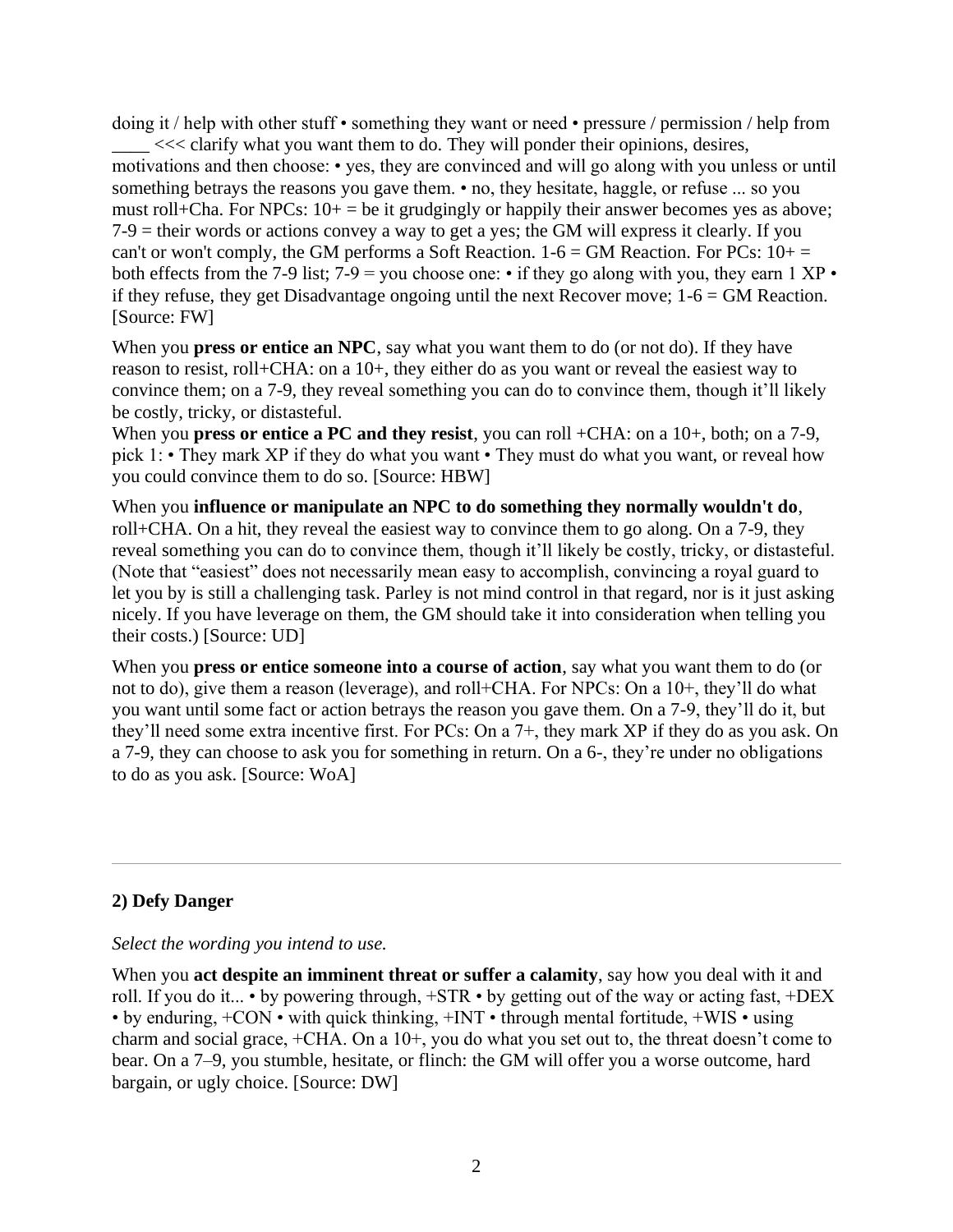doing it / help with other stuff • something they want or need • pressure / permission / help from ____ <<< clarify what you want them to do. They will ponder their opinions, desires, motivations and then choose: • yes, they are convinced and will go along with you unless or until something betrays the reasons you gave them. • no, they hesitate, haggle, or refuse ... so you must roll+Cha. For NPCs: 10+ = be it grudgingly or happily their answer becomes yes as above; 7-9 = their words or actions convey a way to get a yes; the GM will express it clearly. If you can't or won't comply, the GM performs a Soft Reaction. 1-6 = GM Reaction. For PCs: 10+ = both effects from the 7-9 list; 7-9 = you choose one: • if they go along with you, they earn 1 XP • if they refuse, they get Disadvantage ongoing until the next Recover move; 1-6 = GM Reaction. [Source: FW]

When you **press or entice an NPC**, say what you want them to do (or not do). If they have reason to resist, roll+CHA: on a 10+, they either do as you want or reveal the easiest way to convince them; on a 7-9, they reveal something you can do to convince them, though it'll likely be costly, tricky, or distasteful.
When you **press or entice a PC and they resist**, you can roll +CHA: on a 10+, both; on a 7-9, pick 1: • They mark XP if they do what you want • They must do what you want, or reveal how you could convince them to do so. [Source: HBW]

When you **influence or manipulate an NPC to do something they normally wouldn't do**, roll+CHA. On a hit, they reveal the easiest way to convince them to go along. On a 7-9, they reveal something you can do to convince them, though it'll likely be costly, tricky, or distasteful. (Note that "easiest" does not necessarily mean easy to accomplish, convincing a royal guard to let you by is still a challenging task. Parley is not mind control in that regard, nor is it just asking nicely. If you have leverage on them, the GM should take it into consideration when telling you their costs.) [Source: UD]

When you **press or entice someone into a course of action**, say what you want them to do (or not to do), give them a reason (leverage), and roll+CHA. For NPCs: On a 10+, they'll do what you want until some fact or action betrays the reason you gave them. On a 7-9, they'll do it, but they'll need some extra incentive first. For PCs: On a 7+, they mark XP if they do as you ask. On a 7-9, they can choose to ask you for something in return. On a 6-, they're under no obligations to do as you ask. [Source: WoA]

---

### 2) Defy Danger

*Select the wording you intend to use.*

When you **act despite an imminent threat or suffer a calamity**, say how you deal with it and roll. If you do it... • by powering through, +STR • by getting out of the way or acting fast, +DEX • by enduring, +CON • with quick thinking, +INT • through mental fortitude, +WIS • using charm and social grace, +CHA. On a 10+, you do what you set out to, the threat doesn't come to bear. On a 7–9, you stumble, hesitate, or flinch: the GM will offer you a worse outcome, hard bargain, or ugly choice. [Source: DW]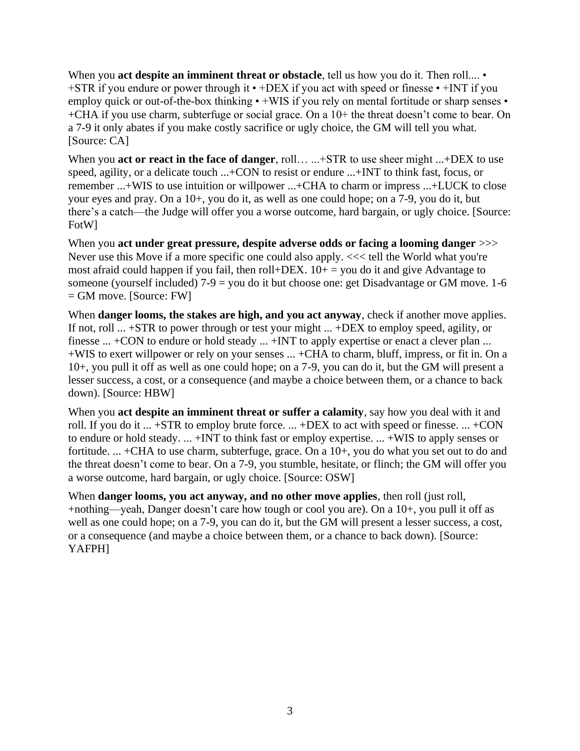When you **act despite an imminent threat or obstacle**, tell us how you do it. Then roll.... • +STR if you endure or power through it • +DEX if you act with speed or finesse • +INT if you employ quick or out-of-the-box thinking • +WIS if you rely on mental fortitude or sharp senses • +CHA if you use charm, subterfuge or social grace. On a 10+ the threat doesn't come to bear. On a 7-9 it only abates if you make costly sacrifice or ugly choice, the GM will tell you what. [Source: CA]

When you **act or react in the face of danger**, roll… ...+STR to use sheer might ...+DEX to use speed, agility, or a delicate touch ...+CON to resist or endure ...+INT to think fast, focus, or remember ...+WIS to use intuition or willpower ...+CHA to charm or impress ...+LUCK to close your eyes and pray. On a 10+, you do it, as well as one could hope; on a 7-9, you do it, but there's a catch—the Judge will offer you a worse outcome, hard bargain, or ugly choice. [Source: FotW]

When you **act under great pressure, despite adverse odds or facing a looming danger** >>> Never use this Move if a more specific one could also apply. <<< tell the World what you're most afraid could happen if you fail, then roll+DEX. 10+ = you do it and give Advantage to someone (yourself included) 7-9 = you do it but choose one: get Disadvantage or GM move. 1-6 = GM move. [Source: FW]

When **danger looms, the stakes are high, and you act anyway**, check if another move applies. If not, roll ... +STR to power through or test your might ... +DEX to employ speed, agility, or finesse ... +CON to endure or hold steady ... +INT to apply expertise or enact a clever plan ... +WIS to exert willpower or rely on your senses ... +CHA to charm, bluff, impress, or fit in. On a 10+, you pull it off as well as one could hope; on a 7-9, you can do it, but the GM will present a lesser success, a cost, or a consequence (and maybe a choice between them, or a chance to back down). [Source: HBW]

When you **act despite an imminent threat or suffer a calamity**, say how you deal with it and roll. If you do it ... +STR to employ brute force. ... +DEX to act with speed or finesse. ... +CON to endure or hold steady. ... +INT to think fast or employ expertise. ... +WIS to apply senses or fortitude. ... +CHA to use charm, subterfuge, grace. On a 10+, you do what you set out to do and the threat doesn't come to bear. On a 7-9, you stumble, hesitate, or flinch; the GM will offer you a worse outcome, hard bargain, or ugly choice. [Source: OSW]

When **danger looms, you act anyway, and no other move applies**, then roll (just roll, +nothing—yeah, Danger doesn't care how tough or cool you are). On a 10+, you pull it off as well as one could hope; on a 7-9, you can do it, but the GM will present a lesser success, a cost, or a consequence (and maybe a choice between them, or a chance to back down). [Source: YAFPH]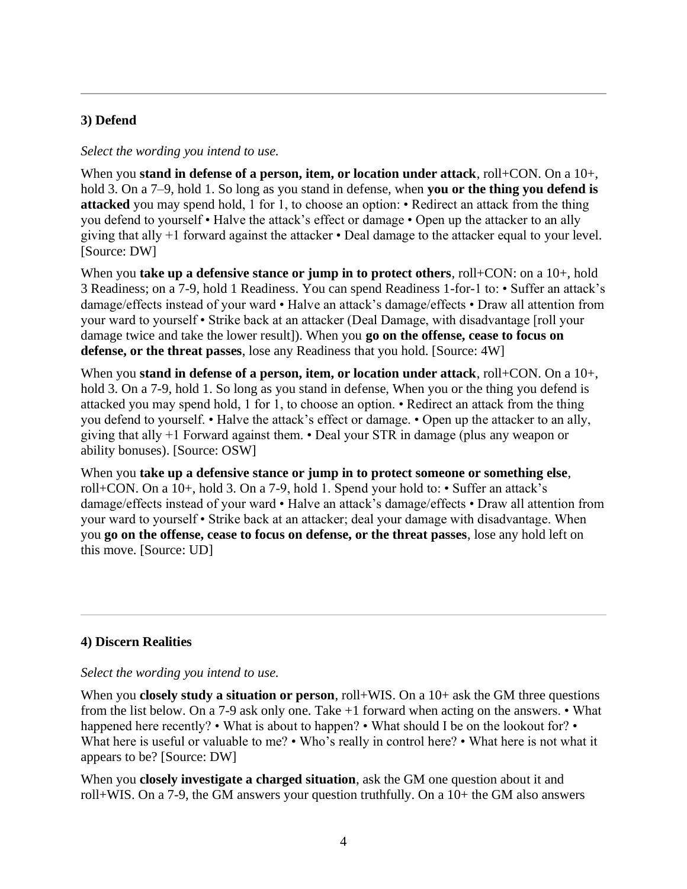---

### 3) Defend

*Select the wording you intend to use.*

When you **stand in defense of a person, item, or location under attack**, roll+CON. On a 10+, hold 3. On a 7–9, hold 1. So long as you stand in defense, when **you or the thing you defend is attacked** you may spend hold, 1 for 1, to choose an option: • Redirect an attack from the thing you defend to yourself • Halve the attack's effect or damage • Open up the attacker to an ally giving that ally +1 forward against the attacker • Deal damage to the attacker equal to your level. [Source: DW]

When you **take up a defensive stance or jump in to protect others**, roll+CON: on a 10+, hold 3 Readiness; on a 7-9, hold 1 Readiness. You can spend Readiness 1-for-1 to: • Suffer an attack's damage/effects instead of your ward • Halve an attack's damage/effects • Draw all attention from your ward to yourself • Strike back at an attacker (Deal Damage, with disadvantage [roll your damage twice and take the lower result]). When you **go on the offense, cease to focus on defense, or the threat passes**, lose any Readiness that you hold. [Source: 4W]

When you **stand in defense of a person, item, or location under attack**, roll+CON. On a 10+, hold 3. On a 7-9, hold 1. So long as you stand in defense, When you or the thing you defend is attacked you may spend hold, 1 for 1, to choose an option. • Redirect an attack from the thing you defend to yourself. • Halve the attack's effect or damage. • Open up the attacker to an ally, giving that ally +1 Forward against them. • Deal your STR in damage (plus any weapon or ability bonuses). [Source: OSW]

When you **take up a defensive stance or jump in to protect someone or something else**, roll+CON. On a 10+, hold 3. On a 7-9, hold 1. Spend your hold to: • Suffer an attack's damage/effects instead of your ward • Halve an attack's damage/effects • Draw all attention from your ward to yourself • Strike back at an attacker; deal your damage with disadvantage. When you **go on the offense, cease to focus on defense, or the threat passes**, lose any hold left on this move. [Source: UD]

---

### 4) Discern Realities

*Select the wording you intend to use.*

When you **closely study a situation or person**, roll+WIS. On a 10+ ask the GM three questions from the list below. On a 7-9 ask only one. Take +1 forward when acting on the answers. • What happened here recently? • What is about to happen? • What should I be on the lookout for? • What here is useful or valuable to me? • Who's really in control here? • What here is not what it appears to be? [Source: DW]

When you **closely investigate a charged situation**, ask the GM one question about it and roll+WIS. On a 7-9, the GM answers your question truthfully. On a 10+ the GM also answers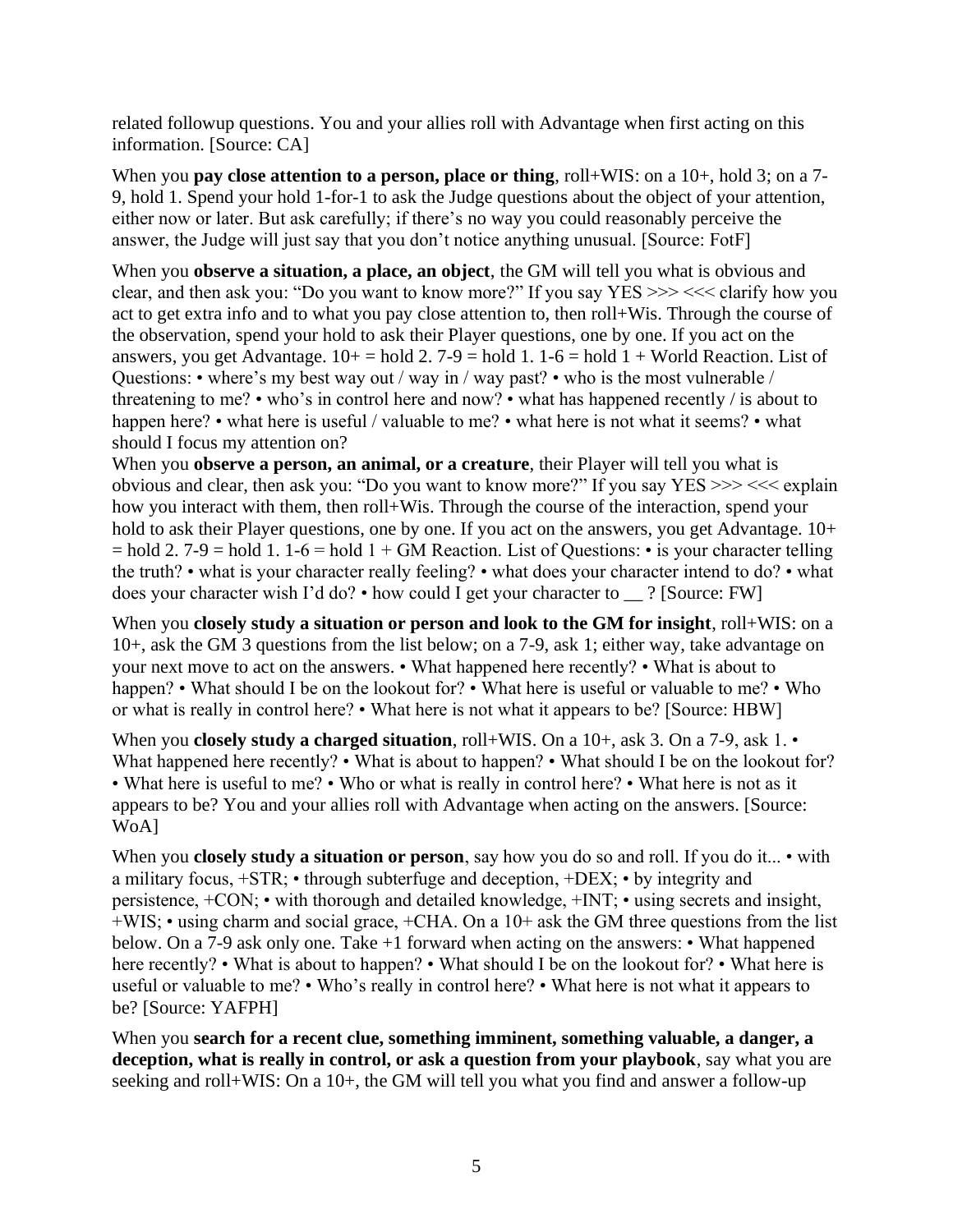related followup questions. You and your allies roll with Advantage when first acting on this information. [Source: CA]

When you **pay close attention to a person, place or thing**, roll+WIS: on a 10+, hold 3; on a 7-9, hold 1. Spend your hold 1-for-1 to ask the Judge questions about the object of your attention, either now or later. But ask carefully; if there's no way you could reasonably perceive the answer, the Judge will just say that you don't notice anything unusual. [Source: FotF]

When you **observe a situation, a place, an object**, the GM will tell you what is obvious and clear, and then ask you: "Do you want to know more?" If you say YES >>> <<< clarify how you act to get extra info and to what you pay close attention to, then roll+Wis. Through the course of the observation, spend your hold to ask their Player questions, one by one. If you act on the answers, you get Advantage. 10+ = hold 2. 7-9 = hold 1. 1-6 = hold 1 + World Reaction. List of Questions: • where's my best way out / way in / way past? • who is the most vulnerable / threatening to me? • who's in control here and now? • what has happened recently / is about to happen here? • what here is useful / valuable to me? • what here is not what it seems? • what should I focus my attention on?
When you **observe a person, an animal, or a creature**, their Player will tell you what is obvious and clear, then ask you: "Do you want to know more?" If you say YES >>> <<< explain how you interact with them, then roll+Wis. Through the course of the interaction, spend your hold to ask their Player questions, one by one. If you act on the answers, you get Advantage. 10+ = hold 2. 7-9 = hold 1. 1-6 = hold 1 + GM Reaction. List of Questions: • is your character telling the truth? • what is your character really feeling? • what does your character intend to do? • what does your character wish I'd do? • how could I get your character to __ ? [Source: FW]

When you **closely study a situation or person and look to the GM for insight**, roll+WIS: on a 10+, ask the GM 3 questions from the list below; on a 7-9, ask 1; either way, take advantage on your next move to act on the answers. • What happened here recently? • What is about to happen? • What should I be on the lookout for? • What here is useful or valuable to me? • Who or what is really in control here? • What here is not what it appears to be? [Source: HBW]

When you **closely study a charged situation**, roll+WIS. On a 10+, ask 3. On a 7-9, ask 1. • What happened here recently? • What is about to happen? • What should I be on the lookout for? • What here is useful to me? • Who or what is really in control here? • What here is not as it appears to be? You and your allies roll with Advantage when acting on the answers. [Source: WoA]

When you **closely study a situation or person**, say how you do so and roll. If you do it... • with a military focus, +STR; • through subterfuge and deception, +DEX; • by integrity and persistence, +CON; • with thorough and detailed knowledge, +INT; • using secrets and insight, +WIS; • using charm and social grace, +CHA. On a 10+ ask the GM three questions from the list below. On a 7-9 ask only one. Take +1 forward when acting on the answers: • What happened here recently? • What is about to happen? • What should I be on the lookout for? • What here is useful or valuable to me? • Who's really in control here? • What here is not what it appears to be? [Source: YAFPH]

When you **search for a recent clue, something imminent, something valuable, a danger, a deception, what is really in control, or ask a question from your playbook**, say what you are seeking and roll+WIS: On a 10+, the GM will tell you what you find and answer a follow-up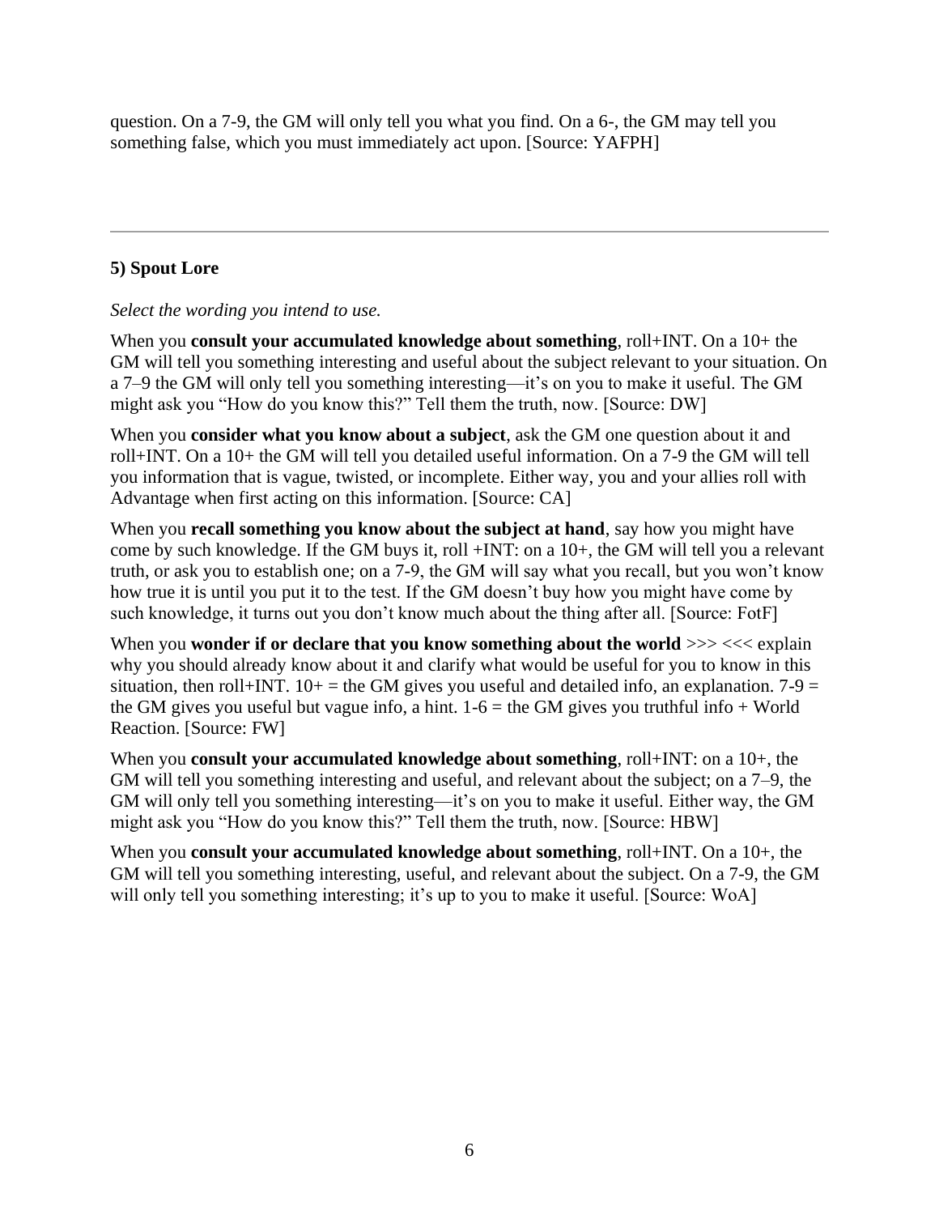question. On a 7-9, the GM will only tell you what you find. On a 6-, the GM may tell you something false, which you must immediately act upon. [Source: YAFPH]

---

**5) Spout Lore**

*Select the wording you intend to use.*

When you **consult your accumulated knowledge about something**, roll+INT. On a 10+ the GM will tell you something interesting and useful about the subject relevant to your situation. On a 7–9 the GM will only tell you something interesting—it's on you to make it useful. The GM might ask you "How do you know this?" Tell them the truth, now. [Source: DW]

When you **consider what you know about a subject**, ask the GM one question about it and roll+INT. On a 10+ the GM will tell you detailed useful information. On a 7-9 the GM will tell you information that is vague, twisted, or incomplete. Either way, you and your allies roll with Advantage when first acting on this information. [Source: CA]

When you **recall something you know about the subject at hand**, say how you might have come by such knowledge. If the GM buys it, roll +INT: on a 10+, the GM will tell you a relevant truth, or ask you to establish one; on a 7-9, the GM will say what you recall, but you won't know how true it is until you put it to the test. If the GM doesn't buy how you might have come by such knowledge, it turns out you don't know much about the thing after all. [Source: FotF]

When you **wonder if or declare that you know something about the world** >>> <<< explain why you should already know about it and clarify what would be useful for you to know in this situation, then roll+INT. 10+ = the GM gives you useful and detailed info, an explanation. 7-9 = the GM gives you useful but vague info, a hint. 1-6 = the GM gives you truthful info + World Reaction. [Source: FW]

When you **consult your accumulated knowledge about something**, roll+INT: on a 10+, the GM will tell you something interesting and useful, and relevant about the subject; on a 7–9, the GM will only tell you something interesting—it's on you to make it useful. Either way, the GM might ask you "How do you know this?" Tell them the truth, now. [Source: HBW]

When you **consult your accumulated knowledge about something**, roll+INT. On a 10+, the GM will tell you something interesting, useful, and relevant about the subject. On a 7-9, the GM will only tell you something interesting; it's up to you to make it useful. [Source: WoA]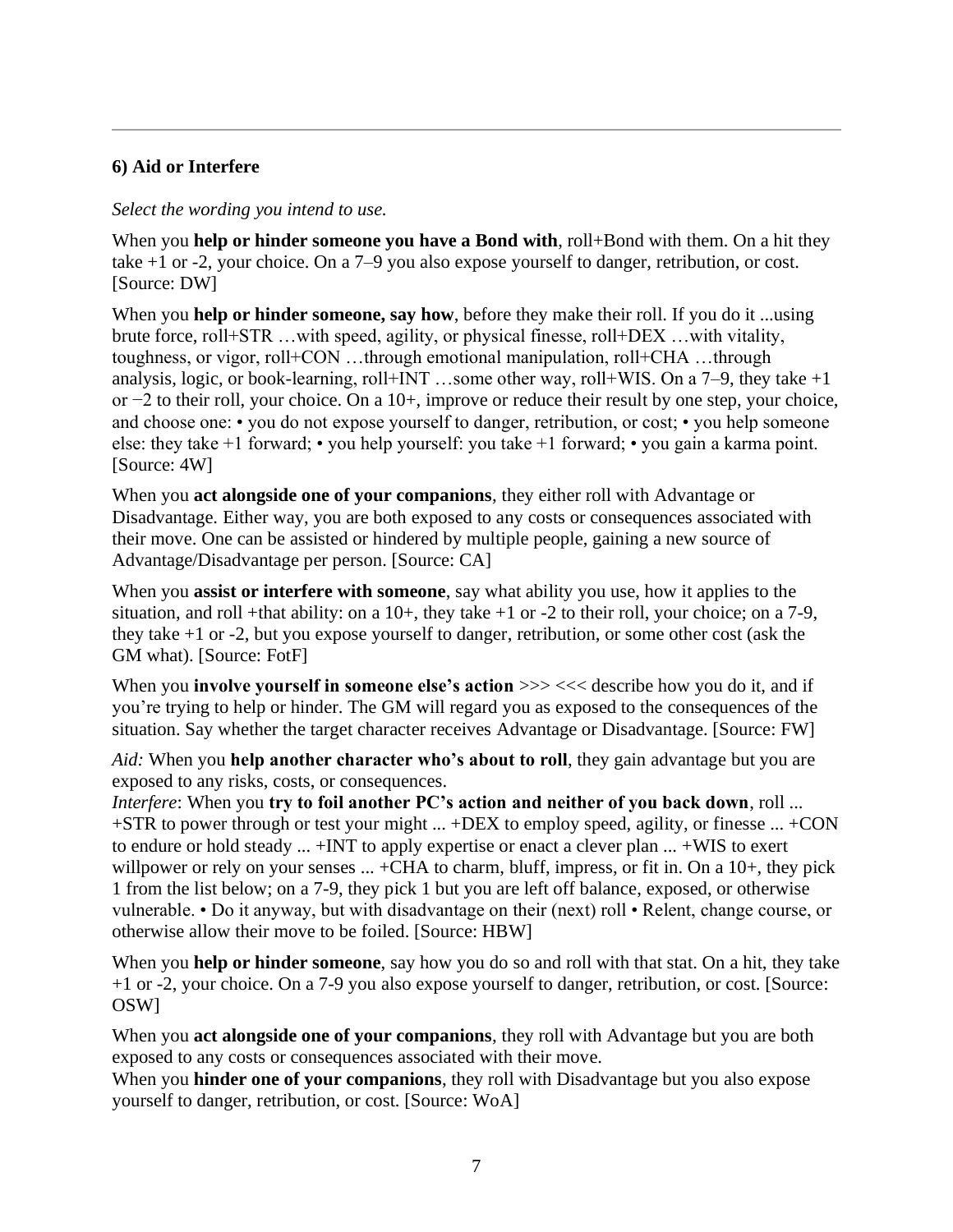### 6) Aid or Interfere

*Select the wording you intend to use.*

When you **help or hinder someone you have a Bond with**, roll+Bond with them. On a hit they take +1 or -2, your choice. On a 7–9 you also expose yourself to danger, retribution, or cost. [Source: DW]

When you **help or hinder someone, say how**, before they make their roll. If you do it ...using brute force, roll+STR …with speed, agility, or physical finesse, roll+DEX …with vitality, toughness, or vigor, roll+CON …through emotional manipulation, roll+CHA …through analysis, logic, or book-learning, roll+INT …some other way, roll+WIS. On a 7–9, they take +1 or −2 to their roll, your choice. On a 10+, improve or reduce their result by one step, your choice, and choose one: • you do not expose yourself to danger, retribution, or cost; • you help someone else: they take +1 forward; • you help yourself: you take +1 forward; • you gain a karma point. [Source: 4W]

When you **act alongside one of your companions**, they either roll with Advantage or Disadvantage. Either way, you are both exposed to any costs or consequences associated with their move. One can be assisted or hindered by multiple people, gaining a new source of Advantage/Disadvantage per person. [Source: CA]

When you **assist or interfere with someone**, say what ability you use, how it applies to the situation, and roll +that ability: on a 10+, they take +1 or -2 to their roll, your choice; on a 7-9, they take +1 or -2, but you expose yourself to danger, retribution, or some other cost (ask the GM what). [Source: FotF]

When you **involve yourself in someone else's action** >>> <<< describe how you do it, and if you're trying to help or hinder. The GM will regard you as exposed to the consequences of the situation. Say whether the target character receives Advantage or Disadvantage. [Source: FW]

*Aid:* When you **help another character who's about to roll**, they gain advantage but you are exposed to any risks, costs, or consequences.
*Interfere*: When you **try to foil another PC's action and neither of you back down**, roll ... +STR to power through or test your might ... +DEX to employ speed, agility, or finesse ... +CON to endure or hold steady ... +INT to apply expertise or enact a clever plan ... +WIS to exert willpower or rely on your senses ... +CHA to charm, bluff, impress, or fit in. On a 10+, they pick 1 from the list below; on a 7-9, they pick 1 but you are left off balance, exposed, or otherwise vulnerable. • Do it anyway, but with disadvantage on their (next) roll • Relent, change course, or otherwise allow their move to be foiled. [Source: HBW]

When you **help or hinder someone**, say how you do so and roll with that stat. On a hit, they take +1 or -2, your choice. On a 7-9 you also expose yourself to danger, retribution, or cost. [Source: OSW]

When you **act alongside one of your companions**, they roll with Advantage but you are both exposed to any costs or consequences associated with their move.
When you **hinder one of your companions**, they roll with Disadvantage but you also expose yourself to danger, retribution, or cost. [Source: WoA]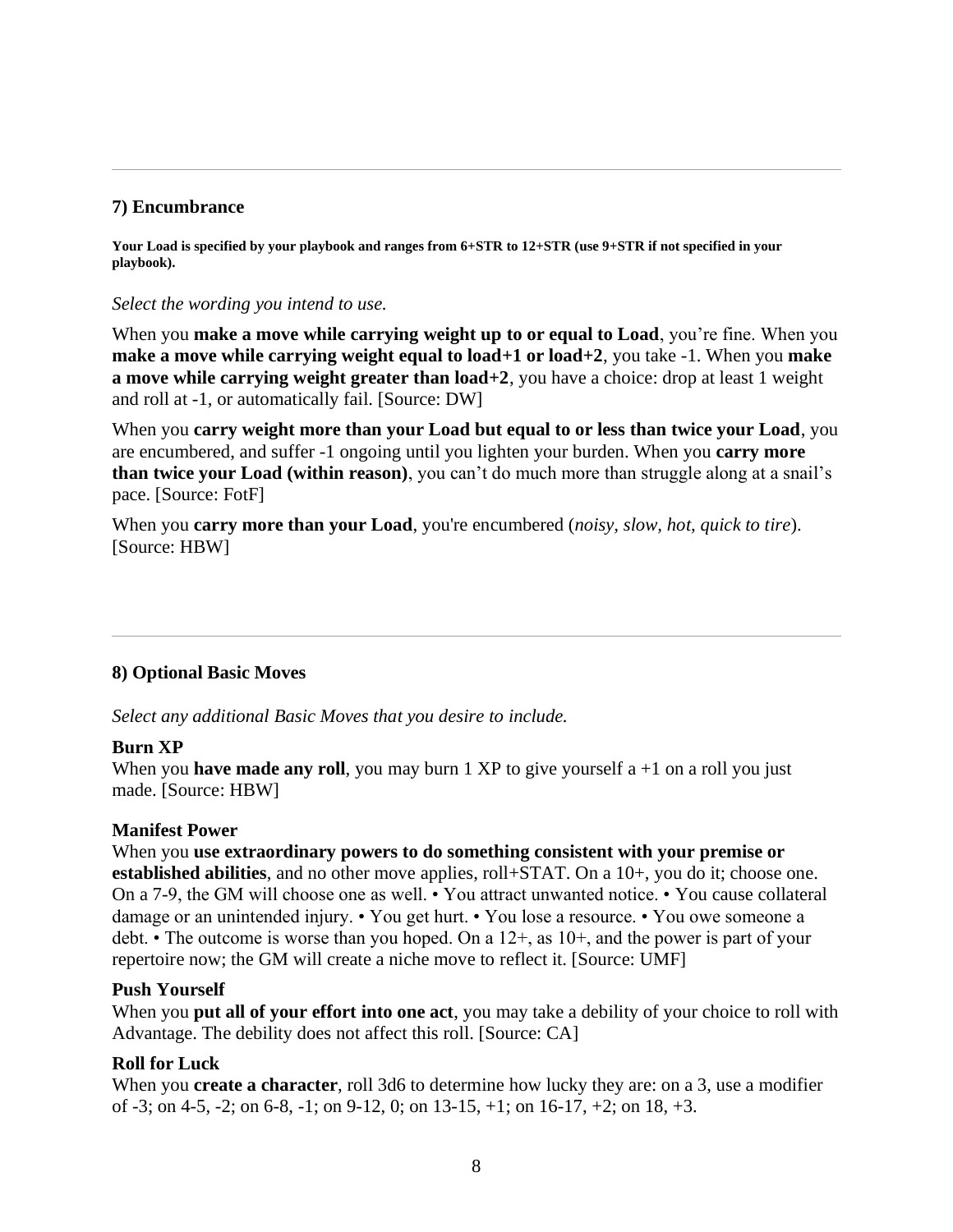## 7) Encumbrance

**Your Load is specified by your playbook and ranges from 6+STR to 12+STR (use 9+STR if not specified in your playbook).**

*Select the wording you intend to use.*

When you **make a move while carrying weight up to or equal to Load**, you're fine. When you **make a move while carrying weight equal to load+1 or load+2**, you take -1. When you **make a move while carrying weight greater than load+2**, you have a choice: drop at least 1 weight and roll at -1, or automatically fail. [Source: DW]

When you **carry weight more than your Load but equal to or less than twice your Load**, you are encumbered, and suffer -1 ongoing until you lighten your burden. When you **carry more than twice your Load (within reason)**, you can't do much more than struggle along at a snail's pace. [Source: FotF]

When you **carry more than your Load**, you're encumbered (*noisy, slow, hot, quick to tire*). [Source: HBW]

---

## 8) Optional Basic Moves

*Select any additional Basic Moves that you desire to include.*

**Burn XP**
When you **have made any roll**, you may burn 1 XP to give yourself a +1 on a roll you just made. [Source: HBW]

**Manifest Power**
When you **use extraordinary powers to do something consistent with your premise or established abilities**, and no other move applies, roll+STAT. On a 10+, you do it; choose one. On a 7-9, the GM will choose one as well. • You attract unwanted notice. • You cause collateral damage or an unintended injury. • You get hurt. • You lose a resource. • You owe someone a debt. • The outcome is worse than you hoped. On a 12+, as 10+, and the power is part of your repertoire now; the GM will create a niche move to reflect it. [Source: UMF]

**Push Yourself**
When you **put all of your effort into one act**, you may take a debility of your choice to roll with Advantage. The debility does not affect this roll. [Source: CA]

**Roll for Luck**
When you **create a character**, roll 3d6 to determine how lucky they are: on a 3, use a modifier of -3; on 4-5, -2; on 6-8, -1; on 9-12, 0; on 13-15, +1; on 16-17, +2; on 18, +3.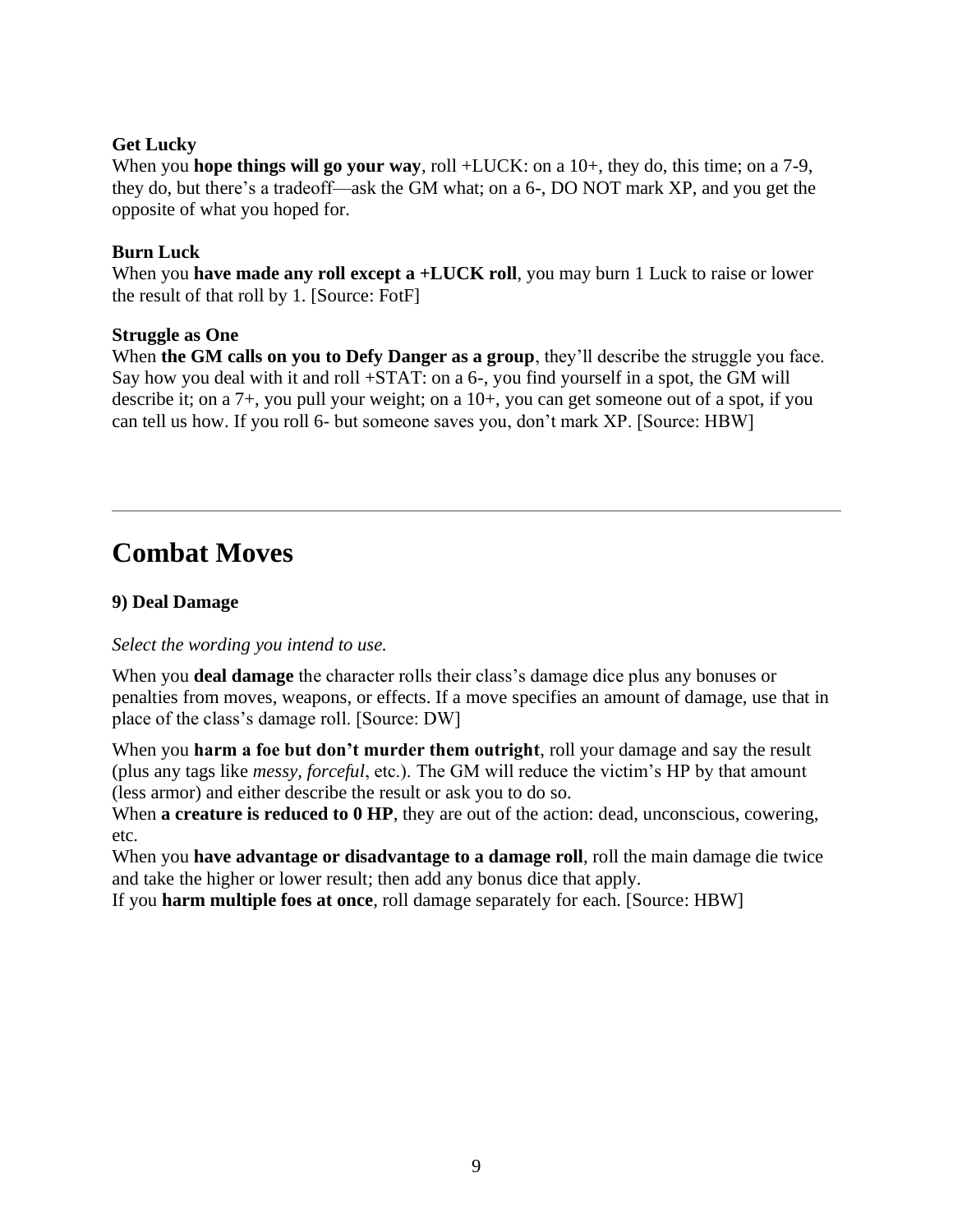**Get Lucky**

When you **hope things will go your way**, roll +LUCK: on a 10+, they do, this time; on a 7-9, they do, but there's a tradeoff—ask the GM what; on a 6-, DO NOT mark XP, and you get the opposite of what you hoped for.

**Burn Luck**

When you **have made any roll except a +LUCK roll**, you may burn 1 Luck to raise or lower the result of that roll by 1. [Source: FotF]

**Struggle as One**

When **the GM calls on you to Defy Danger as a group**, they'll describe the struggle you face. Say how you deal with it and roll +STAT: on a 6-, you find yourself in a spot, the GM will describe it; on a 7+, you pull your weight; on a 10+, you can get someone out of a spot, if you can tell us how. If you roll 6- but someone saves you, don't mark XP. [Source: HBW]

---

# Combat Moves

**9) Deal Damage**

*Select the wording you intend to use.*

When you **deal damage** the character rolls their class's damage dice plus any bonuses or penalties from moves, weapons, or effects. If a move specifies an amount of damage, use that in place of the class's damage roll. [Source: DW]

When you **harm a foe but don't murder them outright**, roll your damage and say the result (plus any tags like *messy*, *forceful*, etc.). The GM will reduce the victim's HP by that amount (less armor) and either describe the result or ask you to do so.
When **a creature is reduced to 0 HP**, they are out of the action: dead, unconscious, cowering, etc.
When you **have advantage or disadvantage to a damage roll**, roll the main damage die twice and take the higher or lower result; then add any bonus dice that apply.
If you **harm multiple foes at once**, roll damage separately for each. [Source: HBW]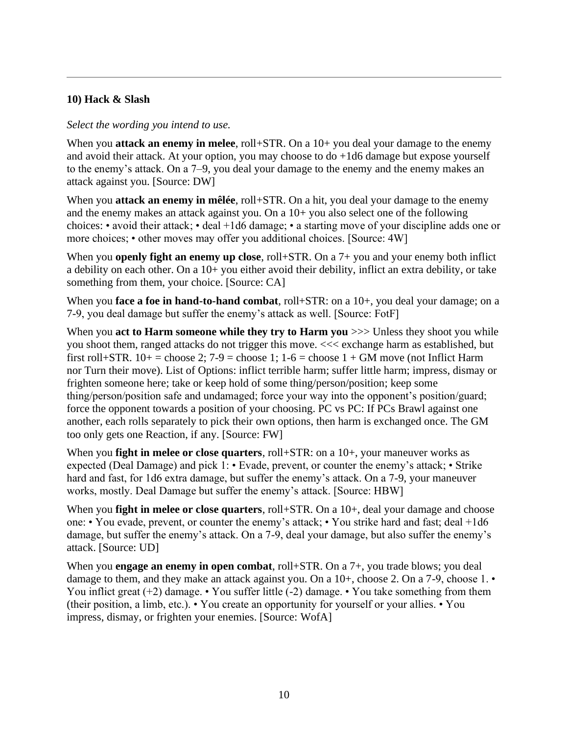### 10) Hack & Slash

*Select the wording you intend to use.*

When you **attack an enemy in melee**, roll+STR. On a 10+ you deal your damage to the enemy and avoid their attack. At your option, you may choose to do +1d6 damage but expose yourself to the enemy's attack. On a 7–9, you deal your damage to the enemy and the enemy makes an attack against you. [Source: DW]

When you **attack an enemy in mêlée**, roll+STR. On a hit, you deal your damage to the enemy and the enemy makes an attack against you. On a 10+ you also select one of the following choices: • avoid their attack; • deal +1d6 damage; • a starting move of your discipline adds one or more choices; • other moves may offer you additional choices. [Source: 4W]

When you **openly fight an enemy up close**, roll+STR. On a 7+ you and your enemy both inflict a debility on each other. On a 10+ you either avoid their debility, inflict an extra debility, or take something from them, your choice. [Source: CA]

When you **face a foe in hand-to-hand combat**, roll+STR: on a 10+, you deal your damage; on a 7-9, you deal damage but suffer the enemy's attack as well. [Source: FotF]

When you **act to Harm someone while they try to Harm you** >>> Unless they shoot you while you shoot them, ranged attacks do not trigger this move. <<< exchange harm as established, but first roll+STR. 10+ = choose 2; 7-9 = choose 1; 1-6 = choose 1 + GM move (not Inflict Harm nor Turn their move). List of Options: inflict terrible harm; suffer little harm; impress, dismay or frighten someone here; take or keep hold of some thing/person/position; keep some thing/person/position safe and undamaged; force your way into the opponent's position/guard; force the opponent towards a position of your choosing. PC vs PC: If PCs Brawl against one another, each rolls separately to pick their own options, then harm is exchanged once. The GM too only gets one Reaction, if any. [Source: FW]

When you **fight in melee or close quarters**, roll+STR: on a 10+, your maneuver works as expected (Deal Damage) and pick 1: • Evade, prevent, or counter the enemy's attack; • Strike hard and fast, for 1d6 extra damage, but suffer the enemy's attack. On a 7-9, your maneuver works, mostly. Deal Damage but suffer the enemy's attack. [Source: HBW]

When you **fight in melee or close quarters**, roll+STR. On a 10+, deal your damage and choose one: • You evade, prevent, or counter the enemy's attack; • You strike hard and fast; deal +1d6 damage, but suffer the enemy's attack. On a 7-9, deal your damage, but also suffer the enemy's attack. [Source: UD]

When you **engage an enemy in open combat**, roll+STR. On a 7+, you trade blows; you deal damage to them, and they make an attack against you. On a 10+, choose 2. On a 7-9, choose 1. • You inflict great (+2) damage. • You suffer little (-2) damage. • You take something from them (their position, a limb, etc.). • You create an opportunity for yourself or your allies. • You impress, dismay, or frighten your enemies. [Source: WofA]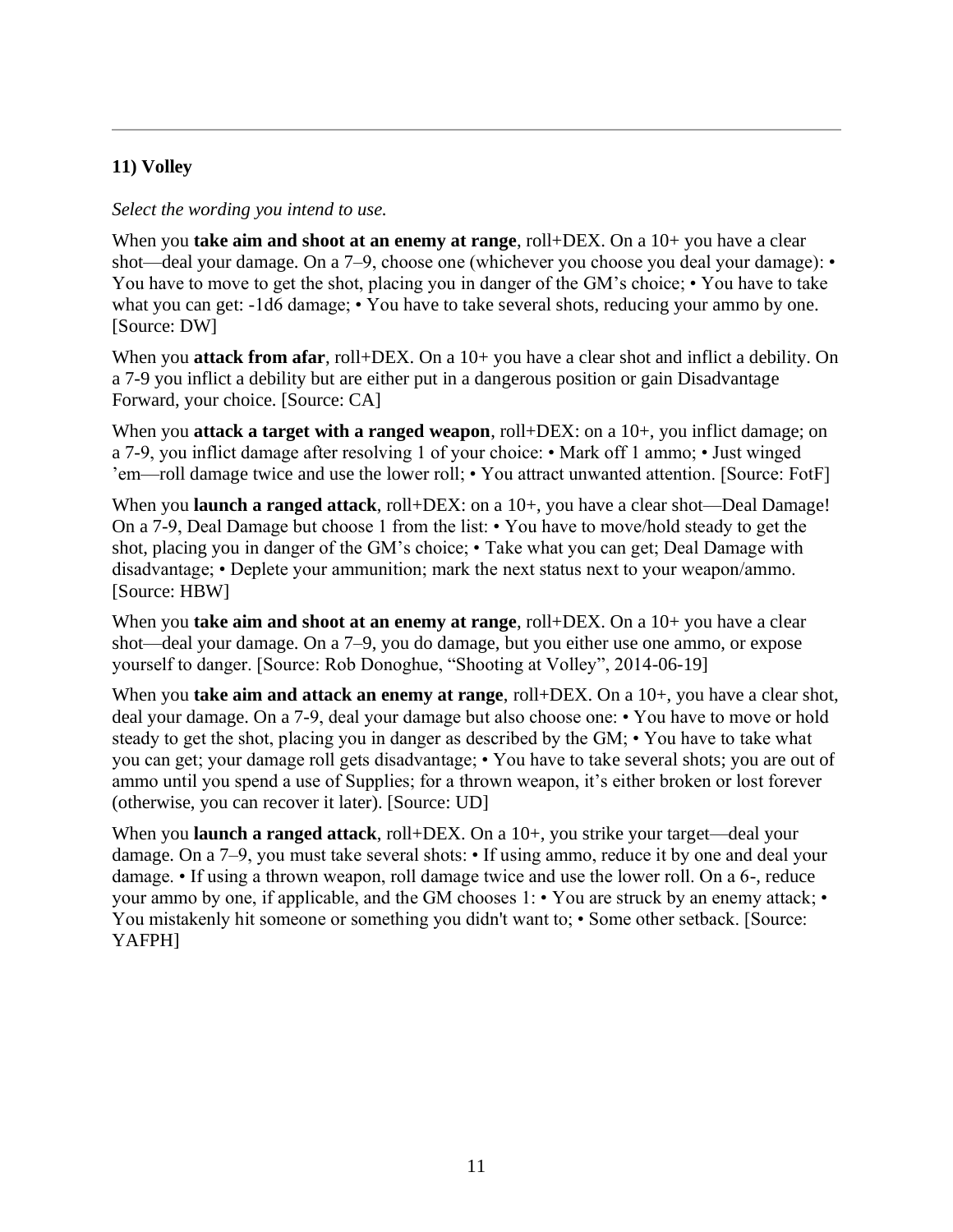---

**11) Volley**

*Select the wording you intend to use.*

When you **take aim and shoot at an enemy at range**, roll+DEX. On a 10+ you have a clear shot—deal your damage. On a 7–9, choose one (whichever you choose you deal your damage): • You have to move to get the shot, placing you in danger of the GM's choice; • You have to take what you can get: -1d6 damage; • You have to take several shots, reducing your ammo by one. [Source: DW]

When you **attack from afar**, roll+DEX. On a 10+ you have a clear shot and inflict a debility. On a 7-9 you inflict a debility but are either put in a dangerous position or gain Disadvantage Forward, your choice. [Source: CA]

When you **attack a target with a ranged weapon**, roll+DEX: on a 10+, you inflict damage; on a 7-9, you inflict damage after resolving 1 of your choice: • Mark off 1 ammo; • Just winged 'em—roll damage twice and use the lower roll; • You attract unwanted attention. [Source: FotF]

When you **launch a ranged attack**, roll+DEX: on a 10+, you have a clear shot—Deal Damage! On a 7-9, Deal Damage but choose 1 from the list: • You have to move/hold steady to get the shot, placing you in danger of the GM's choice; • Take what you can get; Deal Damage with disadvantage; • Deplete your ammunition; mark the next status next to your weapon/ammo. [Source: HBW]

When you **take aim and shoot at an enemy at range**, roll+DEX. On a 10+ you have a clear shot—deal your damage. On a 7–9, you do damage, but you either use one ammo, or expose yourself to danger. [Source: Rob Donoghue, "Shooting at Volley", 2014-06-19]

When you **take aim and attack an enemy at range**, roll+DEX. On a 10+, you have a clear shot, deal your damage. On a 7-9, deal your damage but also choose one: • You have to move or hold steady to get the shot, placing you in danger as described by the GM; • You have to take what you can get; your damage roll gets disadvantage; • You have to take several shots; you are out of ammo until you spend a use of Supplies; for a thrown weapon, it's either broken or lost forever (otherwise, you can recover it later). [Source: UD]

When you **launch a ranged attack**, roll+DEX. On a 10+, you strike your target—deal your damage. On a 7–9, you must take several shots: • If using ammo, reduce it by one and deal your damage. • If using a thrown weapon, roll damage twice and use the lower roll. On a 6-, reduce your ammo by one, if applicable, and the GM chooses 1: • You are struck by an enemy attack; • You mistakenly hit someone or something you didn't want to; • Some other setback. [Source: YAFPH]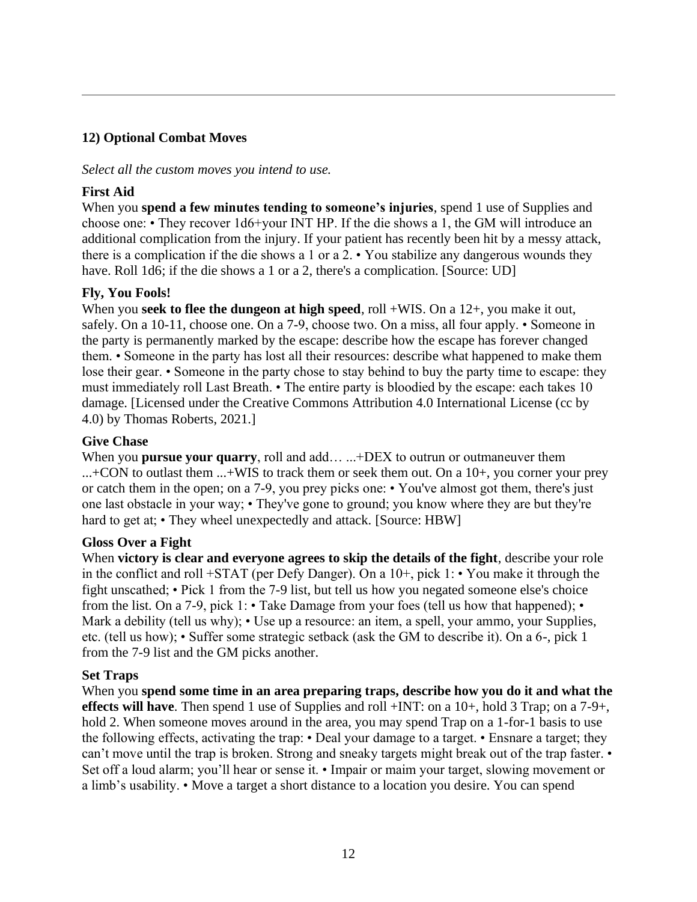## 12) Optional Combat Moves

*Select all the custom moves you intend to use.*

### First Aid

When you **spend a few minutes tending to someone's injuries**, spend 1 use of Supplies and choose one: • They recover 1d6+your INT HP. If the die shows a 1, the GM will introduce an additional complication from the injury. If your patient has recently been hit by a messy attack, there is a complication if the die shows a 1 or a 2. • You stabilize any dangerous wounds they have. Roll 1d6; if the die shows a 1 or a 2, there's a complication. [Source: UD]

### Fly, You Fools!

When you **seek to flee the dungeon at high speed**, roll +WIS. On a 12+, you make it out, safely. On a 10-11, choose one. On a 7-9, choose two. On a miss, all four apply. • Someone in the party is permanently marked by the escape: describe how the escape has forever changed them. • Someone in the party has lost all their resources: describe what happened to make them lose their gear. • Someone in the party chose to stay behind to buy the party time to escape: they must immediately roll Last Breath. • The entire party is bloodied by the escape: each takes 10 damage. [Licensed under the Creative Commons Attribution 4.0 International License (cc by 4.0) by Thomas Roberts, 2021.]

### Give Chase

When you **pursue your quarry**, roll and add… ...+DEX to outrun or outmaneuver them ...+CON to outlast them ...+WIS to track them or seek them out. On a 10+, you corner your prey or catch them in the open; on a 7-9, you prey picks one: • You've almost got them, there's just one last obstacle in your way; • They've gone to ground; you know where they are but they're hard to get at; • They wheel unexpectedly and attack. [Source: HBW]

### Gloss Over a Fight

When **victory is clear and everyone agrees to skip the details of the fight**, describe your role in the conflict and roll +STAT (per Defy Danger). On a 10+, pick 1: • You make it through the fight unscathed; • Pick 1 from the 7-9 list, but tell us how you negated someone else's choice from the list. On a 7-9, pick 1: • Take Damage from your foes (tell us how that happened); • Mark a debility (tell us why); • Use up a resource: an item, a spell, your ammo, your Supplies, etc. (tell us how); • Suffer some strategic setback (ask the GM to describe it). On a 6-, pick 1 from the 7-9 list and the GM picks another.

### Set Traps

When you **spend some time in an area preparing traps, describe how you do it and what the effects will have**. Then spend 1 use of Supplies and roll +INT: on a 10+, hold 3 Trap; on a 7-9+, hold 2. When someone moves around in the area, you may spend Trap on a 1-for-1 basis to use the following effects, activating the trap: • Deal your damage to a target. • Ensnare a target; they can't move until the trap is broken. Strong and sneaky targets might break out of the trap faster. • Set off a loud alarm; you'll hear or sense it. • Impair or maim your target, slowing movement or a limb's usability. • Move a target a short distance to a location you desire. You can spend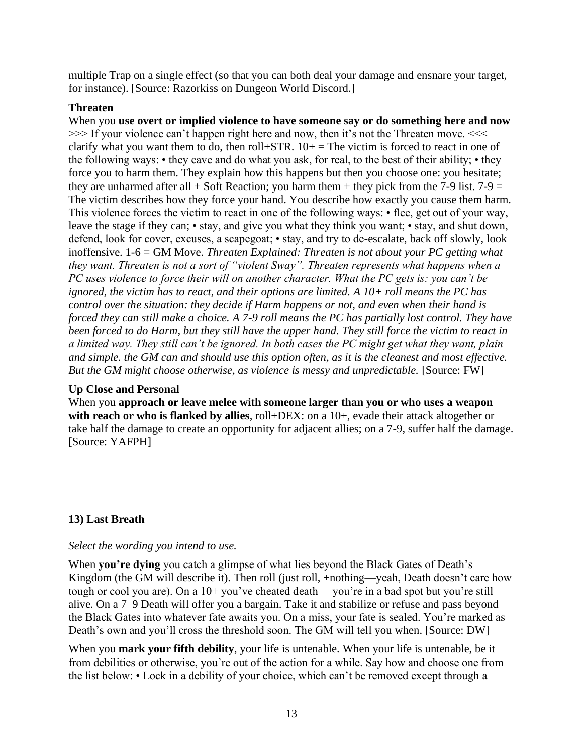multiple Trap on a single effect (so that you can both deal your damage and ensnare your target, for instance). [Source: Razorkiss on Dungeon World Discord.]

**Threaten**

When you **use overt or implied violence to have someone say or do something here and now** >>> If your violence can't happen right here and now, then it's not the Threaten move. <<< clarify what you want them to do, then roll+STR. 10+ = The victim is forced to react in one of the following ways: • they cave and do what you ask, for real, to the best of their ability; • they force you to harm them. They explain how this happens but then you choose one: you hesitate; they are unharmed after all + Soft Reaction; you harm them + they pick from the 7-9 list. 7-9 = The victim describes how they force your hand. You describe how exactly you cause them harm. This violence forces the victim to react in one of the following ways: • flee, get out of your way, leave the stage if they can; • stay, and give you what they think you want; • stay, and shut down, defend, look for cover, excuses, a scapegoat; • stay, and try to de-escalate, back off slowly, look inoffensive. 1-6 = GM Move. *Threaten Explained: Threaten is not about your PC getting what they want. Threaten is not a sort of "violent Sway". Threaten represents what happens when a PC uses violence to force their will on another character. What the PC gets is: you can't be ignored, the victim has to react, and their options are limited. A 10+ roll means the PC has control over the situation: they decide if Harm happens or not, and even when their hand is forced they can still make a choice. A 7-9 roll means the PC has partially lost control. They have been forced to do Harm, but they still have the upper hand. They still force the victim to react in a limited way. They still can't be ignored. In both cases the PC might get what they want, plain and simple. the GM can and should use this option often, as it is the cleanest and most effective. But the GM might choose otherwise, as violence is messy and unpredictable.* [Source: FW]

**Up Close and Personal**

When you **approach or leave melee with someone larger than you or who uses a weapon with reach or who is flanked by allies**, roll+DEX: on a 10+, evade their attack altogether or take half the damage to create an opportunity for adjacent allies; on a 7-9, suffer half the damage. [Source: YAFPH]

---

### 13) Last Breath

*Select the wording you intend to use.*

When **you're dying** you catch a glimpse of what lies beyond the Black Gates of Death's Kingdom (the GM will describe it). Then roll (just roll, +nothing—yeah, Death doesn't care how tough or cool you are). On a 10+ you've cheated death— you're in a bad spot but you're still alive. On a 7–9 Death will offer you a bargain. Take it and stabilize or refuse and pass beyond the Black Gates into whatever fate awaits you. On a miss, your fate is sealed. You're marked as Death's own and you'll cross the threshold soon. The GM will tell you when. [Source: DW]

When you **mark your fifth debility**, your life is untenable. When your life is untenable, be it from debilities or otherwise, you're out of the action for a while. Say how and choose one from the list below: • Lock in a debility of your choice, which can't be removed except through a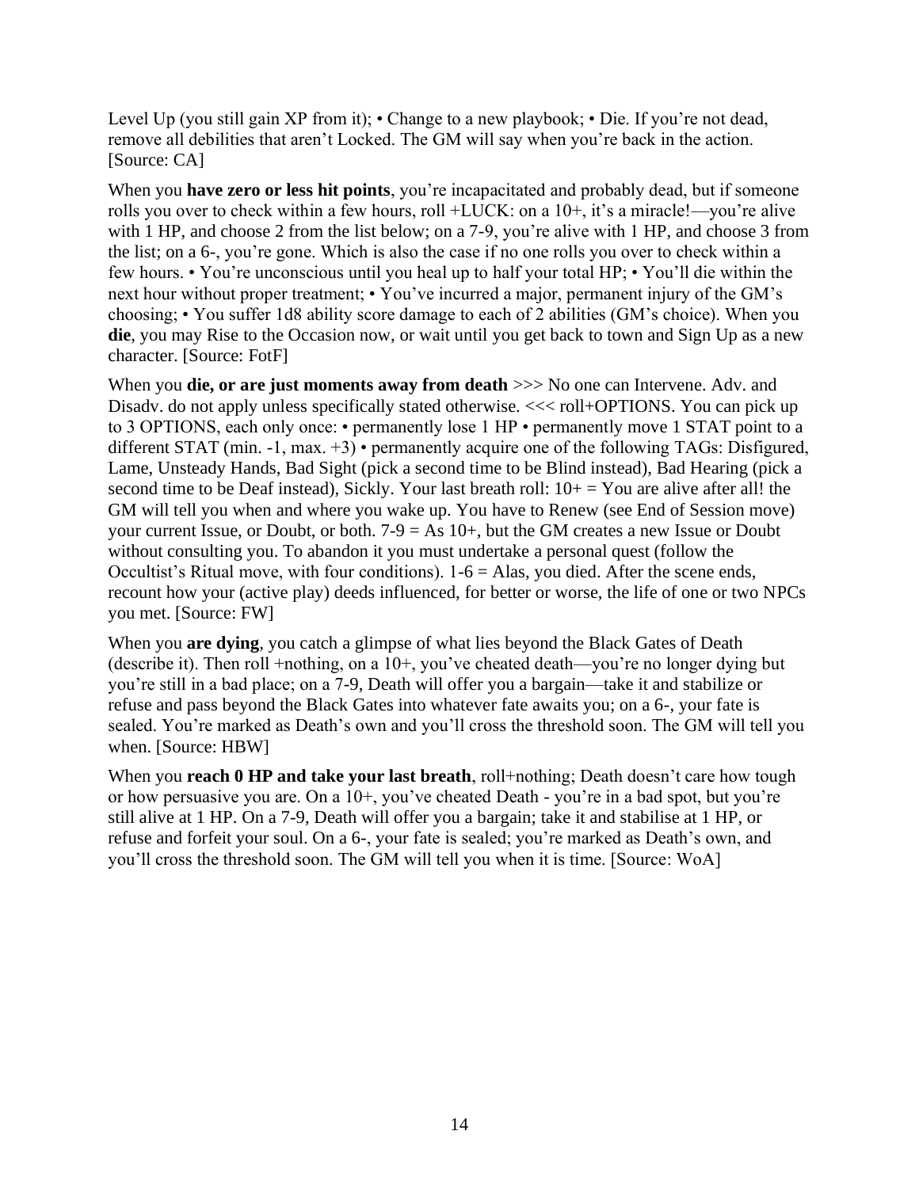Level Up (you still gain XP from it); • Change to a new playbook; • Die. If you're not dead, remove all debilities that aren't Locked. The GM will say when you're back in the action. [Source: CA]

When you **have zero or less hit points**, you're incapacitated and probably dead, but if someone rolls you over to check within a few hours, roll +LUCK: on a 10+, it's a miracle!—you're alive with 1 HP, and choose 2 from the list below; on a 7-9, you're alive with 1 HP, and choose 3 from the list; on a 6-, you're gone. Which is also the case if no one rolls you over to check within a few hours. • You're unconscious until you heal up to half your total HP; • You'll die within the next hour without proper treatment; • You've incurred a major, permanent injury of the GM's choosing; • You suffer 1d8 ability score damage to each of 2 abilities (GM's choice). When you **die**, you may Rise to the Occasion now, or wait until you get back to town and Sign Up as a new character. [Source: FotF]

When you **die, or are just moments away from death** >>> No one can Intervene. Adv. and Disadv. do not apply unless specifically stated otherwise. <<< roll+OPTIONS. You can pick up to 3 OPTIONS, each only once: • permanently lose 1 HP • permanently move 1 STAT point to a different STAT (min. -1, max. +3) • permanently acquire one of the following TAGs: Disfigured, Lame, Unsteady Hands, Bad Sight (pick a second time to be Blind instead), Bad Hearing (pick a second time to be Deaf instead), Sickly. Your last breath roll: 10+ = You are alive after all! the GM will tell you when and where you wake up. You have to Renew (see End of Session move) your current Issue, or Doubt, or both. 7-9 = As 10+, but the GM creates a new Issue or Doubt without consulting you. To abandon it you must undertake a personal quest (follow the Occultist's Ritual move, with four conditions). 1-6 = Alas, you died. After the scene ends, recount how your (active play) deeds influenced, for better or worse, the life of one or two NPCs you met. [Source: FW]

When you **are dying**, you catch a glimpse of what lies beyond the Black Gates of Death (describe it). Then roll +nothing, on a 10+, you've cheated death—you're no longer dying but you're still in a bad place; on a 7-9, Death will offer you a bargain—take it and stabilize or refuse and pass beyond the Black Gates into whatever fate awaits you; on a 6-, your fate is sealed. You're marked as Death's own and you'll cross the threshold soon. The GM will tell you when. [Source: HBW]

When you **reach 0 HP and take your last breath**, roll+nothing; Death doesn't care how tough or how persuasive you are. On a 10+, you've cheated Death - you're in a bad spot, but you're still alive at 1 HP. On a 7-9, Death will offer you a bargain; take it and stabilise at 1 HP, or refuse and forfeit your soul. On a 6-, your fate is sealed; you're marked as Death's own, and you'll cross the threshold soon. The GM will tell you when it is time. [Source: WoA]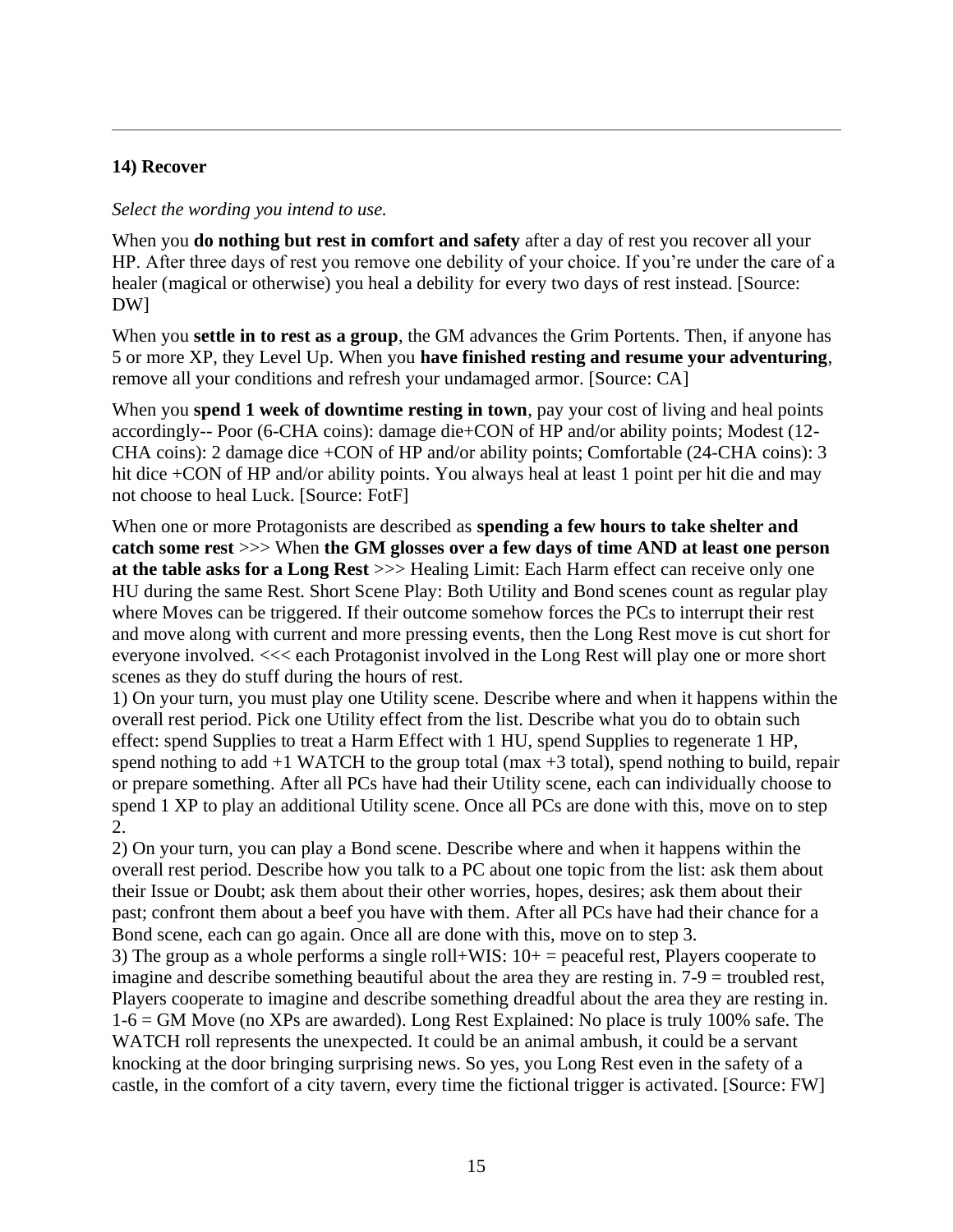---

**14) Recover**

*Select the wording you intend to use.*

When you **do nothing but rest in comfort and safety** after a day of rest you recover all your HP. After three days of rest you remove one debility of your choice. If you're under the care of a healer (magical or otherwise) you heal a debility for every two days of rest instead. [Source: DW]

When you **settle in to rest as a group**, the GM advances the Grim Portents. Then, if anyone has 5 or more XP, they Level Up. When you **have finished resting and resume your adventuring**, remove all your conditions and refresh your undamaged armor. [Source: CA]

When you **spend 1 week of downtime resting in town**, pay your cost of living and heal points accordingly-- Poor (6-CHA coins): damage die+CON of HP and/or ability points; Modest (12-CHA coins): 2 damage dice +CON of HP and/or ability points; Comfortable (24-CHA coins): 3 hit dice +CON of HP and/or ability points. You always heal at least 1 point per hit die and may not choose to heal Luck. [Source: FotF]

When one or more Protagonists are described as **spending a few hours to take shelter and catch some rest** >>> When **the GM glosses over a few days of time AND at least one person at the table asks for a Long Rest** >>> Healing Limit: Each Harm effect can receive only one HU during the same Rest. Short Scene Play: Both Utility and Bond scenes count as regular play where Moves can be triggered. If their outcome somehow forces the PCs to interrupt their rest and move along with current and more pressing events, then the Long Rest move is cut short for everyone involved. <<< each Protagonist involved in the Long Rest will play one or more short scenes as they do stuff during the hours of rest.
1) On your turn, you must play one Utility scene. Describe where and when it happens within the overall rest period. Pick one Utility effect from the list. Describe what you do to obtain such effect: spend Supplies to treat a Harm Effect with 1 HU, spend Supplies to regenerate 1 HP, spend nothing to add +1 WATCH to the group total (max +3 total), spend nothing to build, repair or prepare something. After all PCs have had their Utility scene, each can individually choose to spend 1 XP to play an additional Utility scene. Once all PCs are done with this, move on to step 2.
2) On your turn, you can play a Bond scene. Describe where and when it happens within the overall rest period. Describe how you talk to a PC about one topic from the list: ask them about their Issue or Doubt; ask them about their other worries, hopes, desires; ask them about their past; confront them about a beef you have with them. After all PCs have had their chance for a Bond scene, each can go again. Once all are done with this, move on to step 3.
3) The group as a whole performs a single roll+WIS: 10+ = peaceful rest, Players cooperate to imagine and describe something beautiful about the area they are resting in. 7-9 = troubled rest, Players cooperate to imagine and describe something dreadful about the area they are resting in. 1-6 = GM Move (no XPs are awarded). Long Rest Explained: No place is truly 100% safe. The WATCH roll represents the unexpected. It could be an animal ambush, it could be a servant knocking at the door bringing surprising news. So yes, you Long Rest even in the safety of a castle, in the comfort of a city tavern, every time the fictional trigger is activated. [Source: FW]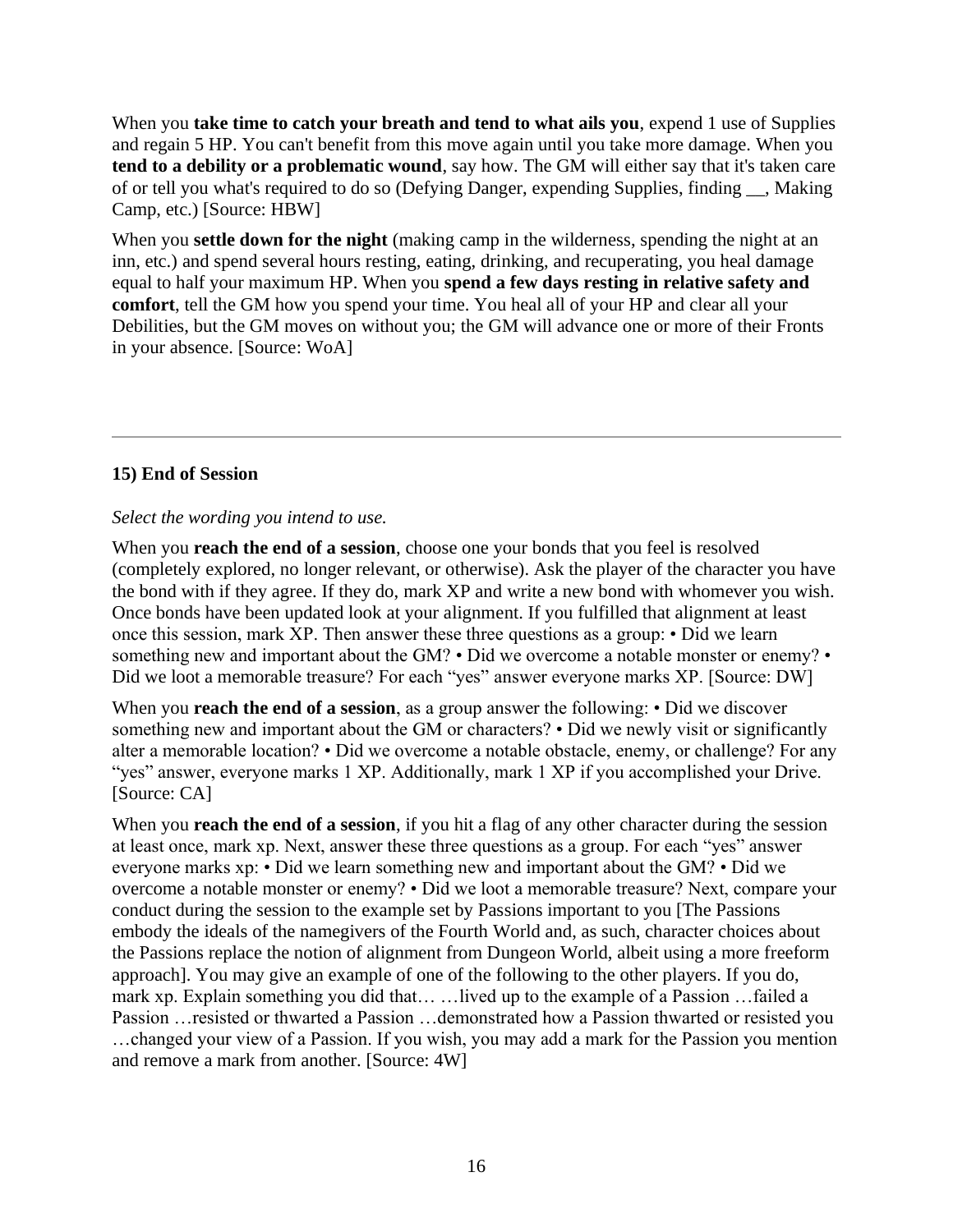When you **take time to catch your breath and tend to what ails you**, expend 1 use of Supplies and regain 5 HP. You can't benefit from this move again until you take more damage. When you **tend to a debility or a problematic wound**, say how. The GM will either say that it's taken care of or tell you what's required to do so (Defying Danger, expending Supplies, finding __, Making Camp, etc.) [Source: HBW]

When you **settle down for the night** (making camp in the wilderness, spending the night at an inn, etc.) and spend several hours resting, eating, drinking, and recuperating, you heal damage equal to half your maximum HP. When you **spend a few days resting in relative safety and comfort**, tell the GM how you spend your time. You heal all of your HP and clear all your Debilities, but the GM moves on without you; the GM will advance one or more of their Fronts in your absence. [Source: WoA]

---

### 15) End of Session

*Select the wording you intend to use.*

When you **reach the end of a session**, choose one your bonds that you feel is resolved (completely explored, no longer relevant, or otherwise). Ask the player of the character you have the bond with if they agree. If they do, mark XP and write a new bond with whomever you wish. Once bonds have been updated look at your alignment. If you fulfilled that alignment at least once this session, mark XP. Then answer these three questions as a group: • Did we learn something new and important about the GM? • Did we overcome a notable monster or enemy? • Did we loot a memorable treasure? For each "yes" answer everyone marks XP. [Source: DW]

When you **reach the end of a session**, as a group answer the following: • Did we discover something new and important about the GM or characters? • Did we newly visit or significantly alter a memorable location? • Did we overcome a notable obstacle, enemy, or challenge? For any "yes" answer, everyone marks 1 XP. Additionally, mark 1 XP if you accomplished your Drive. [Source: CA]

When you **reach the end of a session**, if you hit a flag of any other character during the session at least once, mark xp. Next, answer these three questions as a group. For each "yes" answer everyone marks xp: • Did we learn something new and important about the GM? • Did we overcome a notable monster or enemy? • Did we loot a memorable treasure? Next, compare your conduct during the session to the example set by Passions important to you [The Passions embody the ideals of the namegivers of the Fourth World and, as such, character choices about the Passions replace the notion of alignment from Dungeon World, albeit using a more freeform approach]. You may give an example of one of the following to the other players. If you do, mark xp. Explain something you did that… …lived up to the example of a Passion …failed a Passion …resisted or thwarted a Passion …demonstrated how a Passion thwarted or resisted you …changed your view of a Passion. If you wish, you may add a mark for the Passion you mention and remove a mark from another. [Source: 4W]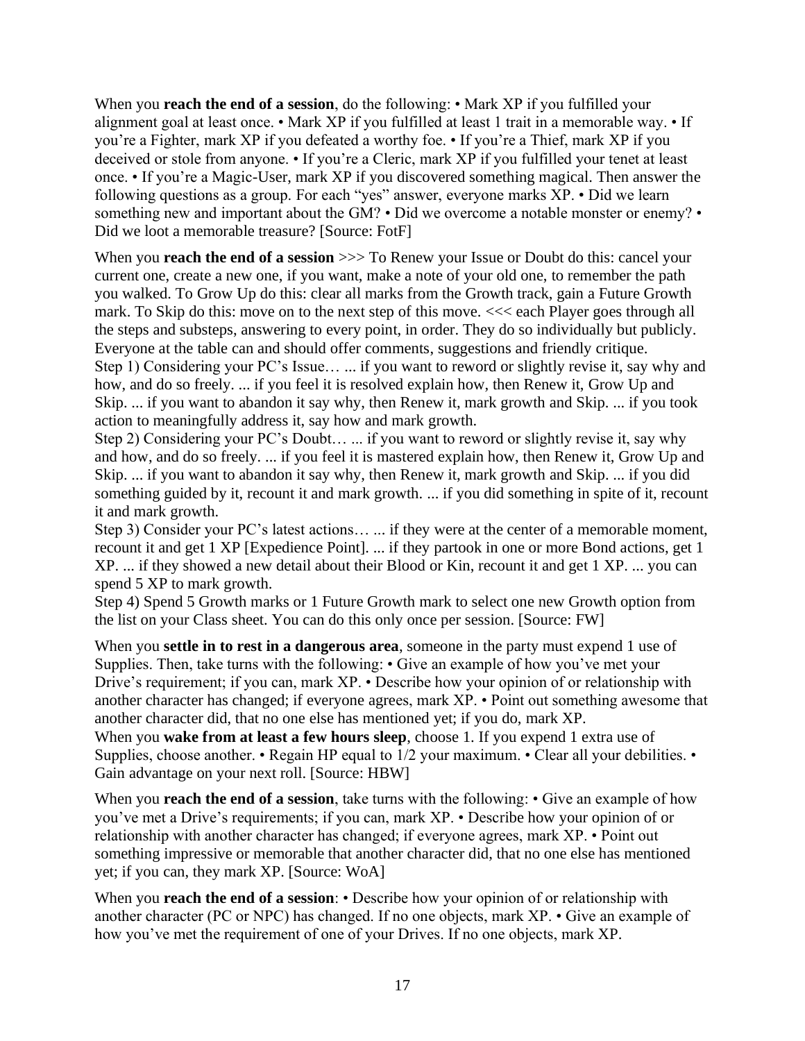When you **reach the end of a session**, do the following: • Mark XP if you fulfilled your alignment goal at least once. • Mark XP if you fulfilled at least 1 trait in a memorable way. • If you're a Fighter, mark XP if you defeated a worthy foe. • If you're a Thief, mark XP if you deceived or stole from anyone. • If you're a Cleric, mark XP if you fulfilled your tenet at least once. • If you're a Magic-User, mark XP if you discovered something magical. Then answer the following questions as a group. For each "yes" answer, everyone marks XP. • Did we learn something new and important about the GM? • Did we overcome a notable monster or enemy? • Did we loot a memorable treasure? [Source: FotF]

When you **reach the end of a session** >>> To Renew your Issue or Doubt do this: cancel your current one, create a new one, if you want, make a note of your old one, to remember the path you walked. To Grow Up do this: clear all marks from the Growth track, gain a Future Growth mark. To Skip do this: move on to the next step of this move. <<< each Player goes through all the steps and substeps, answering to every point, in order. They do so individually but publicly. Everyone at the table can and should offer comments, suggestions and friendly critique.
Step 1) Considering your PC's Issue… ... if you want to reword or slightly revise it, say why and how, and do so freely. ... if you feel it is resolved explain how, then Renew it, Grow Up and Skip. ... if you want to abandon it say why, then Renew it, mark growth and Skip. ... if you took action to meaningfully address it, say how and mark growth.
Step 2) Considering your PC's Doubt… ... if you want to reword or slightly revise it, say why and how, and do so freely. ... if you feel it is mastered explain how, then Renew it, Grow Up and Skip. ... if you want to abandon it say why, then Renew it, mark growth and Skip. ... if you did something guided by it, recount it and mark growth. ... if you did something in spite of it, recount it and mark growth.
Step 3) Consider your PC's latest actions… ... if they were at the center of a memorable moment, recount it and get 1 XP [Expedience Point]. ... if they partook in one or more Bond actions, get 1 XP. ... if they showed a new detail about their Blood or Kin, recount it and get 1 XP. ... you can spend 5 XP to mark growth.
Step 4) Spend 5 Growth marks or 1 Future Growth mark to select one new Growth option from the list on your Class sheet. You can do this only once per session. [Source: FW]

When you **settle in to rest in a dangerous area**, someone in the party must expend 1 use of Supplies. Then, take turns with the following: • Give an example of how you've met your Drive's requirement; if you can, mark XP. • Describe how your opinion of or relationship with another character has changed; if everyone agrees, mark XP. • Point out something awesome that another character did, that no one else has mentioned yet; if you do, mark XP.
When you **wake from at least a few hours sleep**, choose 1. If you expend 1 extra use of Supplies, choose another. • Regain HP equal to 1/2 your maximum. • Clear all your debilities. • Gain advantage on your next roll. [Source: HBW]

When you **reach the end of a session**, take turns with the following: • Give an example of how you've met a Drive's requirements; if you can, mark XP. • Describe how your opinion of or relationship with another character has changed; if everyone agrees, mark XP. • Point out something impressive or memorable that another character did, that no one else has mentioned yet; if you can, they mark XP. [Source: WoA]

When you **reach the end of a session**: • Describe how your opinion of or relationship with another character (PC or NPC) has changed. If no one objects, mark XP. • Give an example of how you've met the requirement of one of your Drives. If no one objects, mark XP.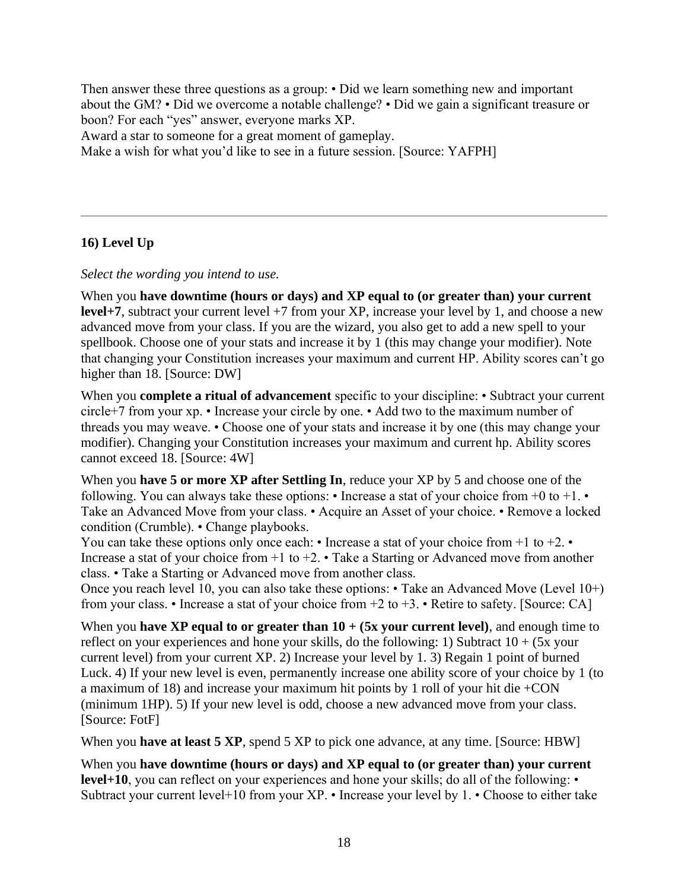Then answer these three questions as a group: • Did we learn something new and important about the GM? • Did we overcome a notable challenge? • Did we gain a significant treasure or boon? For each "yes" answer, everyone marks XP.
Award a star to someone for a great moment of gameplay.
Make a wish for what you'd like to see in a future session. [Source: YAFPH]

---

**16) Level Up**

*Select the wording you intend to use.*

When you **have downtime (hours or days) and XP equal to (or greater than) your current level+7**, subtract your current level +7 from your XP, increase your level by 1, and choose a new advanced move from your class. If you are the wizard, you also get to add a new spell to your spellbook. Choose one of your stats and increase it by 1 (this may change your modifier). Note that changing your Constitution increases your maximum and current HP. Ability scores can't go higher than 18. [Source: DW]

When you **complete a ritual of advancement** specific to your discipline: • Subtract your current circle+7 from your xp. • Increase your circle by one. • Add two to the maximum number of threads you may weave. • Choose one of your stats and increase it by one (this may change your modifier). Changing your Constitution increases your maximum and current hp. Ability scores cannot exceed 18. [Source: 4W]

When you **have 5 or more XP after Settling In**, reduce your XP by 5 and choose one of the following. You can always take these options: • Increase a stat of your choice from +0 to +1. • Take an Advanced Move from your class. • Acquire an Asset of your choice. • Remove a locked condition (Crumble). • Change playbooks.
You can take these options only once each: • Increase a stat of your choice from +1 to +2. • Increase a stat of your choice from +1 to +2. • Take a Starting or Advanced move from another class. • Take a Starting or Advanced move from another class.
Once you reach level 10, you can also take these options: • Take an Advanced Move (Level 10+) from your class. • Increase a stat of your choice from +2 to +3. • Retire to safety. [Source: CA]

When you **have XP equal to or greater than 10 + (5x your current level)**, and enough time to reflect on your experiences and hone your skills, do the following: 1) Subtract 10 + (5x your current level) from your current XP. 2) Increase your level by 1. 3) Regain 1 point of burned Luck. 4) If your new level is even, permanently increase one ability score of your choice by 1 (to a maximum of 18) and increase your maximum hit points by 1 roll of your hit die +CON (minimum 1HP). 5) If your new level is odd, choose a new advanced move from your class. [Source: FotF]

When you **have at least 5 XP**, spend 5 XP to pick one advance, at any time. [Source: HBW]

When you **have downtime (hours or days) and XP equal to (or greater than) your current level+10**, you can reflect on your experiences and hone your skills; do all of the following: • Subtract your current level+10 from your XP. • Increase your level by 1. • Choose to either take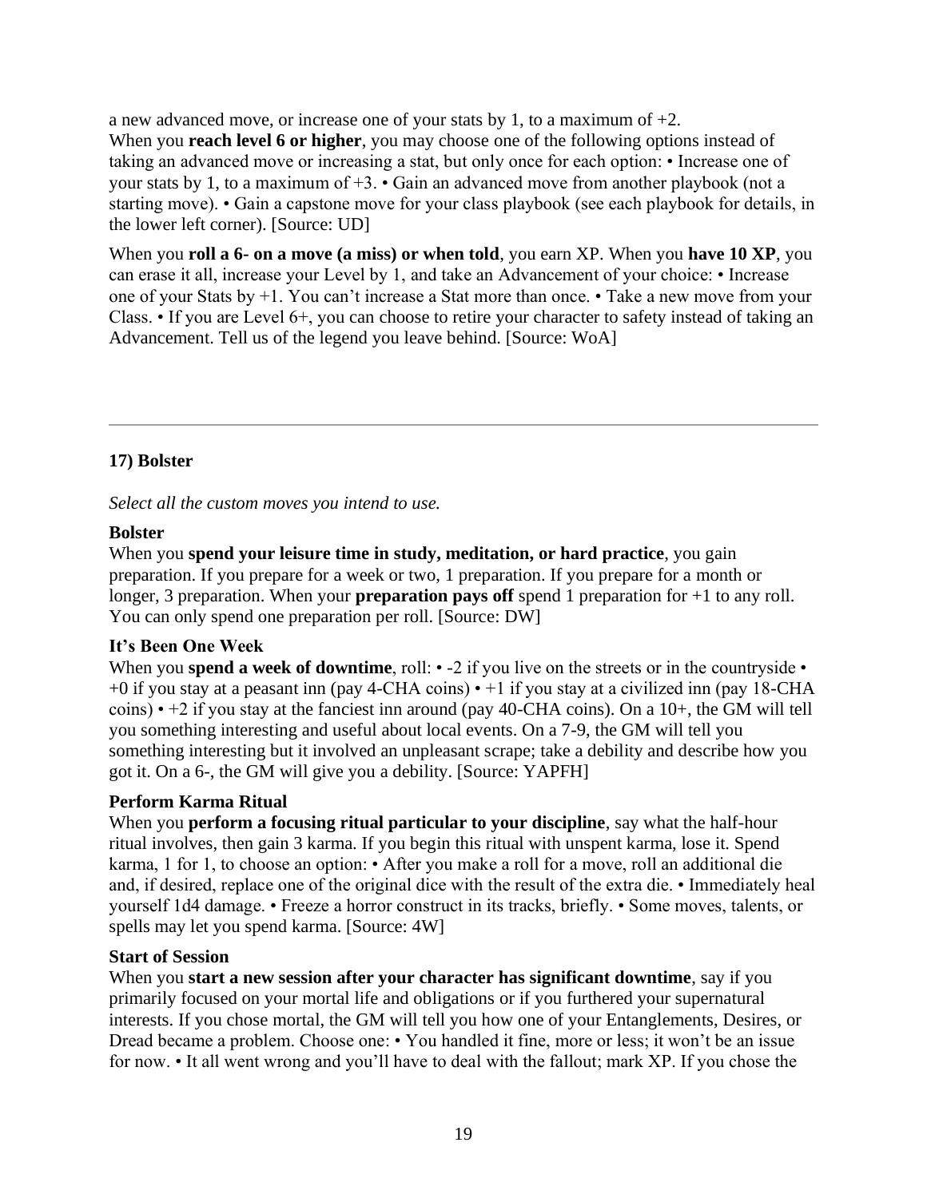a new advanced move, or increase one of your stats by 1, to a maximum of +2.
When you **reach level 6 or higher**, you may choose one of the following options instead of taking an advanced move or increasing a stat, but only once for each option: • Increase one of your stats by 1, to a maximum of +3. • Gain an advanced move from another playbook (not a starting move). • Gain a capstone move for your class playbook (see each playbook for details, in the lower left corner). [Source: UD]

When you **roll a 6- on a move (a miss) or when told**, you earn XP. When you **have 10 XP**, you can erase it all, increase your Level by 1, and take an Advancement of your choice: • Increase one of your Stats by +1. You can't increase a Stat more than once. • Take a new move from your Class. • If you are Level 6+, you can choose to retire your character to safety instead of taking an Advancement. Tell us of the legend you leave behind. [Source: WoA]

---

### 17) Bolster

*Select all the custom moves you intend to use.*

**Bolster**
When you **spend your leisure time in study, meditation, or hard practice**, you gain preparation. If you prepare for a week or two, 1 preparation. If you prepare for a month or longer, 3 preparation. When your **preparation pays off** spend 1 preparation for +1 to any roll. You can only spend one preparation per roll. [Source: DW]

**It's Been One Week**
When you **spend a week of downtime**, roll: • -2 if you live on the streets or in the countryside • +0 if you stay at a peasant inn (pay 4-CHA coins) • +1 if you stay at a civilized inn (pay 18-CHA coins) • +2 if you stay at the fanciest inn around (pay 40-CHA coins). On a 10+, the GM will tell you something interesting and useful about local events. On a 7-9, the GM will tell you something interesting but it involved an unpleasant scrape; take a debility and describe how you got it. On a 6-, the GM will give you a debility. [Source: YAPFH]

**Perform Karma Ritual**
When you **perform a focusing ritual particular to your discipline**, say what the half-hour ritual involves, then gain 3 karma. If you begin this ritual with unspent karma, lose it. Spend karma, 1 for 1, to choose an option: • After you make a roll for a move, roll an additional die and, if desired, replace one of the original dice with the result of the extra die. • Immediately heal yourself 1d4 damage. • Freeze a horror construct in its tracks, briefly. • Some moves, talents, or spells may let you spend karma. [Source: 4W]

**Start of Session**
When you **start a new session after your character has significant downtime**, say if you primarily focused on your mortal life and obligations or if you furthered your supernatural interests. If you chose mortal, the GM will tell you how one of your Entanglements, Desires, or Dread became a problem. Choose one: • You handled it fine, more or less; it won't be an issue for now. • It all went wrong and you'll have to deal with the fallout; mark XP. If you chose the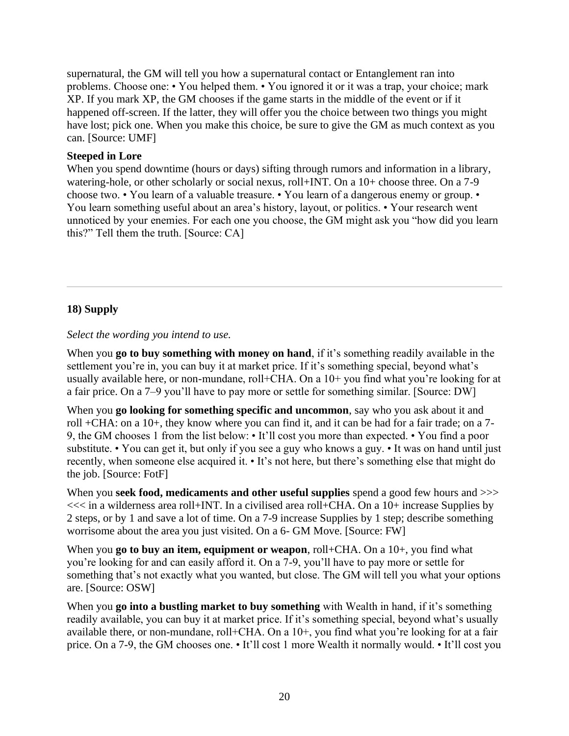supernatural, the GM will tell you how a supernatural contact or Entanglement ran into problems. Choose one: • You helped them. • You ignored it or it was a trap, your choice; mark XP. If you mark XP, the GM chooses if the game starts in the middle of the event or if it happened off-screen. If the latter, they will offer you the choice between two things you might have lost; pick one. When you make this choice, be sure to give the GM as much context as you can. [Source: UMF]

**Steeped in Lore**

When you spend downtime (hours or days) sifting through rumors and information in a library, watering-hole, or other scholarly or social nexus, roll+INT. On a 10+ choose three. On a 7-9 choose two. • You learn of a valuable treasure. • You learn of a dangerous enemy or group. • You learn something useful about an area's history, layout, or politics. • Your research went unnoticed by your enemies. For each one you choose, the GM might ask you "how did you learn this?" Tell them the truth. [Source: CA]

---

### 18) Supply

*Select the wording you intend to use.*

When you **go to buy something with money on hand**, if it's something readily available in the settlement you're in, you can buy it at market price. If it's something special, beyond what's usually available here, or non-mundane, roll+CHA. On a 10+ you find what you're looking for at a fair price. On a 7–9 you'll have to pay more or settle for something similar. [Source: DW]

When you **go looking for something specific and uncommon**, say who you ask about it and roll +CHA: on a 10+, they know where you can find it, and it can be had for a fair trade; on a 7-9, the GM chooses 1 from the list below: • It'll cost you more than expected. • You find a poor substitute. • You can get it, but only if you see a guy who knows a guy. • It was on hand until just recently, when someone else acquired it. • It's not here, but there's something else that might do the job. [Source: FotF]

When you **seek food, medicaments and other useful supplies** spend a good few hours and >>> <<< in a wilderness area roll+INT. In a civilised area roll+CHA. On a 10+ increase Supplies by 2 steps, or by 1 and save a lot of time. On a 7-9 increase Supplies by 1 step; describe something worrisome about the area you just visited. On a 6- GM Move. [Source: FW]

When you **go to buy an item, equipment or weapon**, roll+CHA. On a 10+, you find what you're looking for and can easily afford it. On a 7-9, you'll have to pay more or settle for something that's not exactly what you wanted, but close. The GM will tell you what your options are. [Source: OSW]

When you **go into a bustling market to buy something** with Wealth in hand, if it's something readily available, you can buy it at market price. If it's something special, beyond what's usually available there, or non-mundane, roll+CHA. On a 10+, you find what you're looking for at a fair price. On a 7-9, the GM chooses one. • It'll cost 1 more Wealth it normally would. • It'll cost you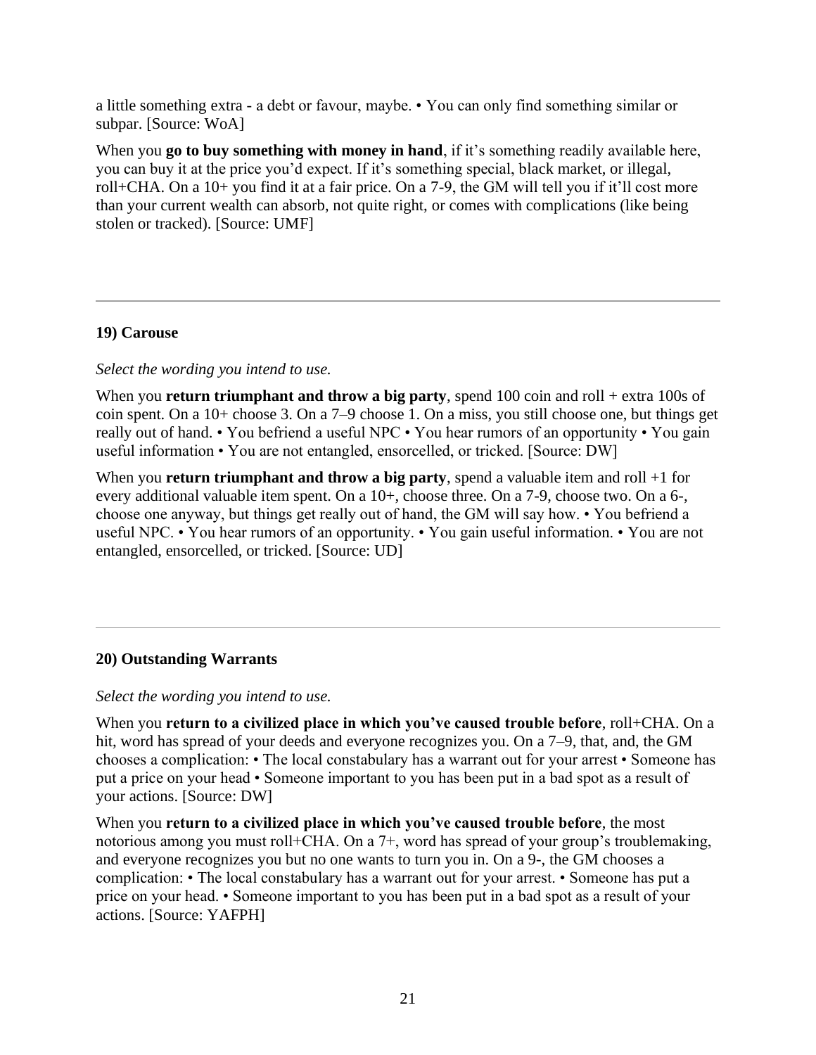a little something extra - a debt or favour, maybe. • You can only find something similar or subpar. [Source: WoA]

When you **go to buy something with money in hand**, if it's something readily available here, you can buy it at the price you'd expect. If it's something special, black market, or illegal, roll+CHA. On a 10+ you find it at a fair price. On a 7-9, the GM will tell you if it'll cost more than your current wealth can absorb, not quite right, or comes with complications (like being stolen or tracked). [Source: UMF]

---

### 19) Carouse

*Select the wording you intend to use.*

When you **return triumphant and throw a big party**, spend 100 coin and roll + extra 100s of coin spent. On a 10+ choose 3. On a 7–9 choose 1. On a miss, you still choose one, but things get really out of hand. • You befriend a useful NPC • You hear rumors of an opportunity • You gain useful information • You are not entangled, ensorcelled, or tricked. [Source: DW]

When you **return triumphant and throw a big party**, spend a valuable item and roll +1 for every additional valuable item spent. On a 10+, choose three. On a 7-9, choose two. On a 6-, choose one anyway, but things get really out of hand, the GM will say how. • You befriend a useful NPC. • You hear rumors of an opportunity. • You gain useful information. • You are not entangled, ensorcelled, or tricked. [Source: UD]

---

### 20) Outstanding Warrants

*Select the wording you intend to use.*

When you **return to a civilized place in which you've caused trouble before**, roll+CHA. On a hit, word has spread of your deeds and everyone recognizes you. On a 7–9, that, and, the GM chooses a complication: • The local constabulary has a warrant out for your arrest • Someone has put a price on your head • Someone important to you has been put in a bad spot as a result of your actions. [Source: DW]

When you **return to a civilized place in which you've caused trouble before**, the most notorious among you must roll+CHA. On a 7+, word has spread of your group's troublemaking, and everyone recognizes you but no one wants to turn you in. On a 9-, the GM chooses a complication: • The local constabulary has a warrant out for your arrest. • Someone has put a price on your head. • Someone important to you has been put in a bad spot as a result of your actions. [Source: YAFPH]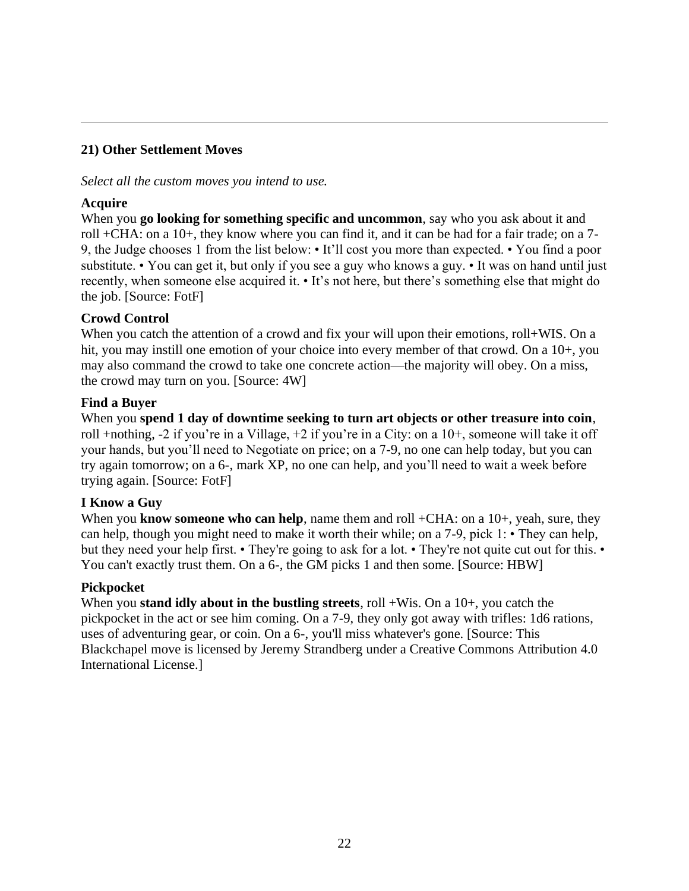## 21) Other Settlement Moves

*Select all the custom moves you intend to use.*

### Acquire

When you **go looking for something specific and uncommon**, say who you ask about it and roll +CHA: on a 10+, they know where you can find it, and it can be had for a fair trade; on a 7-9, the Judge chooses 1 from the list below: • It'll cost you more than expected. • You find a poor substitute. • You can get it, but only if you see a guy who knows a guy. • It was on hand until just recently, when someone else acquired it. • It's not here, but there's something else that might do the job. [Source: FotF]

### Crowd Control

When you catch the attention of a crowd and fix your will upon their emotions, roll+WIS. On a hit, you may instill one emotion of your choice into every member of that crowd. On a 10+, you may also command the crowd to take one concrete action—the majority will obey. On a miss, the crowd may turn on you. [Source: 4W]

### Find a Buyer

When you **spend 1 day of downtime seeking to turn art objects or other treasure into coin**, roll +nothing, -2 if you're in a Village, +2 if you're in a City: on a 10+, someone will take it off your hands, but you'll need to Negotiate on price; on a 7-9, no one can help today, but you can try again tomorrow; on a 6-, mark XP, no one can help, and you'll need to wait a week before trying again. [Source: FotF]

### I Know a Guy

When you **know someone who can help**, name them and roll +CHA: on a 10+, yeah, sure, they can help, though you might need to make it worth their while; on a 7-9, pick 1: • They can help, but they need your help first. • They're going to ask for a lot. • They're not quite cut out for this. • You can't exactly trust them. On a 6-, the GM picks 1 and then some. [Source: HBW]

### Pickpocket

When you **stand idly about in the bustling streets**, roll +Wis. On a 10+, you catch the pickpocket in the act or see him coming. On a 7-9, they only got away with trifles: 1d6 rations, uses of adventuring gear, or coin. On a 6-, you'll miss whatever's gone. [Source: This Blackchapel move is licensed by Jeremy Strandberg under a Creative Commons Attribution 4.0 International License.]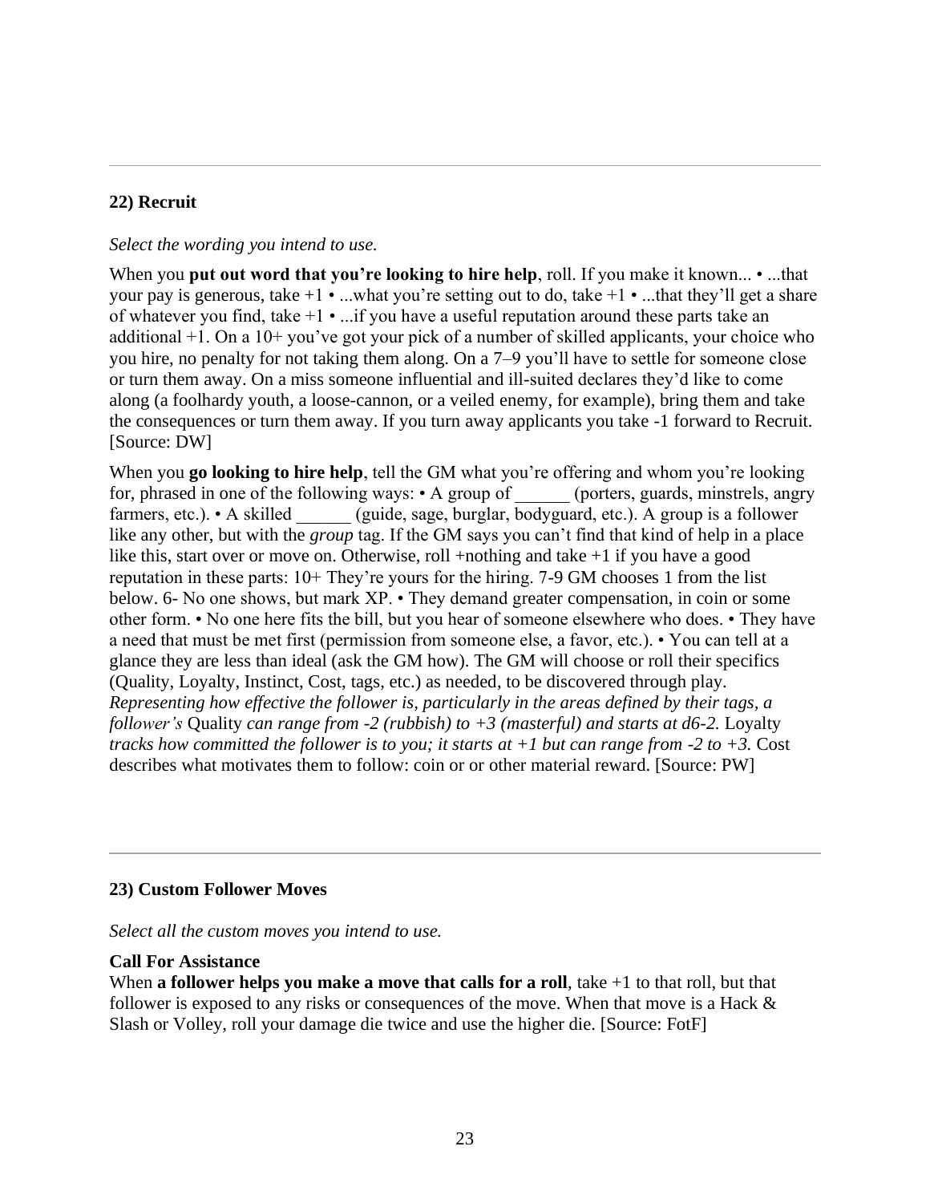---

**22) Recruit**

*Select the wording you intend to use.*

When you **put out word that you're looking to hire help**, roll. If you make it known... • ...that your pay is generous, take +1 • ...what you're setting out to do, take +1 • ...that they'll get a share of whatever you find, take +1 • ...if you have a useful reputation around these parts take an additional +1. On a 10+ you've got your pick of a number of skilled applicants, your choice who you hire, no penalty for not taking them along. On a 7–9 you'll have to settle for someone close or turn them away. On a miss someone influential and ill-suited declares they'd like to come along (a foolhardy youth, a loose-cannon, or a veiled enemy, for example), bring them and take the consequences or turn them away. If you turn away applicants you take -1 forward to Recruit. [Source: DW]

When you **go looking to hire help**, tell the GM what you're offering and whom you're looking for, phrased in one of the following ways: • A group of ______ (porters, guards, minstrels, angry farmers, etc.). • A skilled ______ (guide, sage, burglar, bodyguard, etc.). A group is a follower like any other, but with the *group* tag. If the GM says you can't find that kind of help in a place like this, start over or move on. Otherwise, roll +nothing and take +1 if you have a good reputation in these parts: 10+ They're yours for the hiring. 7-9 GM chooses 1 from the list below. 6- No one shows, but mark XP. • They demand greater compensation, in coin or some other form. • No one here fits the bill, but you hear of someone elsewhere who does. • They have a need that must be met first (permission from someone else, a favor, etc.). • You can tell at a glance they are less than ideal (ask the GM how). The GM will choose or roll their specifics (Quality, Loyalty, Instinct, Cost, tags, etc.) as needed, to be discovered through play. *Representing how effective the follower is, particularly in the areas defined by their tags, a follower's* Quality *can range from -2 (rubbish) to +3 (masterful) and starts at d6-2.* Loyalty *tracks how committed the follower is to you; it starts at +1 but can range from -2 to +3.* Cost describes what motivates them to follow: coin or or other material reward. [Source: PW]

---

**23) Custom Follower Moves**

*Select all the custom moves you intend to use.*

**Call For Assistance**
When **a follower helps you make a move that calls for a roll**, take +1 to that roll, but that follower is exposed to any risks or consequences of the move. When that move is a Hack & Slash or Volley, roll your damage die twice and use the higher die. [Source: FotF]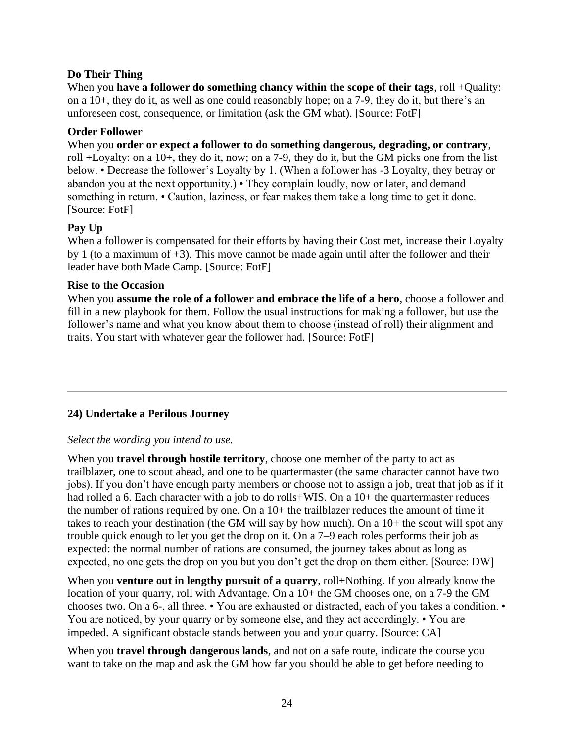**Do Their Thing**

When you **have a follower do something chancy within the scope of their tags**, roll +Quality: on a 10+, they do it, as well as one could reasonably hope; on a 7-9, they do it, but there's an unforeseen cost, consequence, or limitation (ask the GM what). [Source: FotF]

**Order Follower**

When you **order or expect a follower to do something dangerous, degrading, or contrary**, roll +Loyalty: on a 10+, they do it, now; on a 7-9, they do it, but the GM picks one from the list below. • Decrease the follower's Loyalty by 1. (When a follower has -3 Loyalty, they betray or abandon you at the next opportunity.) • They complain loudly, now or later, and demand something in return. • Caution, laziness, or fear makes them take a long time to get it done. [Source: FotF]

**Pay Up**

When a follower is compensated for their efforts by having their Cost met, increase their Loyalty by 1 (to a maximum of +3). This move cannot be made again until after the follower and their leader have both Made Camp. [Source: FotF]

**Rise to the Occasion**

When you **assume the role of a follower and embrace the life of a hero**, choose a follower and fill in a new playbook for them. Follow the usual instructions for making a follower, but use the follower's name and what you know about them to choose (instead of roll) their alignment and traits. You start with whatever gear the follower had. [Source: FotF]

---

**24) Undertake a Perilous Journey**

*Select the wording you intend to use.*

When you **travel through hostile territory**, choose one member of the party to act as trailblazer, one to scout ahead, and one to be quartermaster (the same character cannot have two jobs). If you don't have enough party members or choose not to assign a job, treat that job as if it had rolled a 6. Each character with a job to do rolls+WIS. On a 10+ the quartermaster reduces the number of rations required by one. On a 10+ the trailblazer reduces the amount of time it takes to reach your destination (the GM will say by how much). On a 10+ the scout will spot any trouble quick enough to let you get the drop on it. On a 7–9 each roles performs their job as expected: the normal number of rations are consumed, the journey takes about as long as expected, no one gets the drop on you but you don't get the drop on them either. [Source: DW]

When you **venture out in lengthy pursuit of a quarry**, roll+Nothing. If you already know the location of your quarry, roll with Advantage. On a 10+ the GM chooses one, on a 7-9 the GM chooses two. On a 6-, all three. • You are exhausted or distracted, each of you takes a condition. • You are noticed, by your quarry or by someone else, and they act accordingly. • You are impeded. A significant obstacle stands between you and your quarry. [Source: CA]

When you **travel through dangerous lands**, and not on a safe route, indicate the course you want to take on the map and ask the GM how far you should be able to get before needing to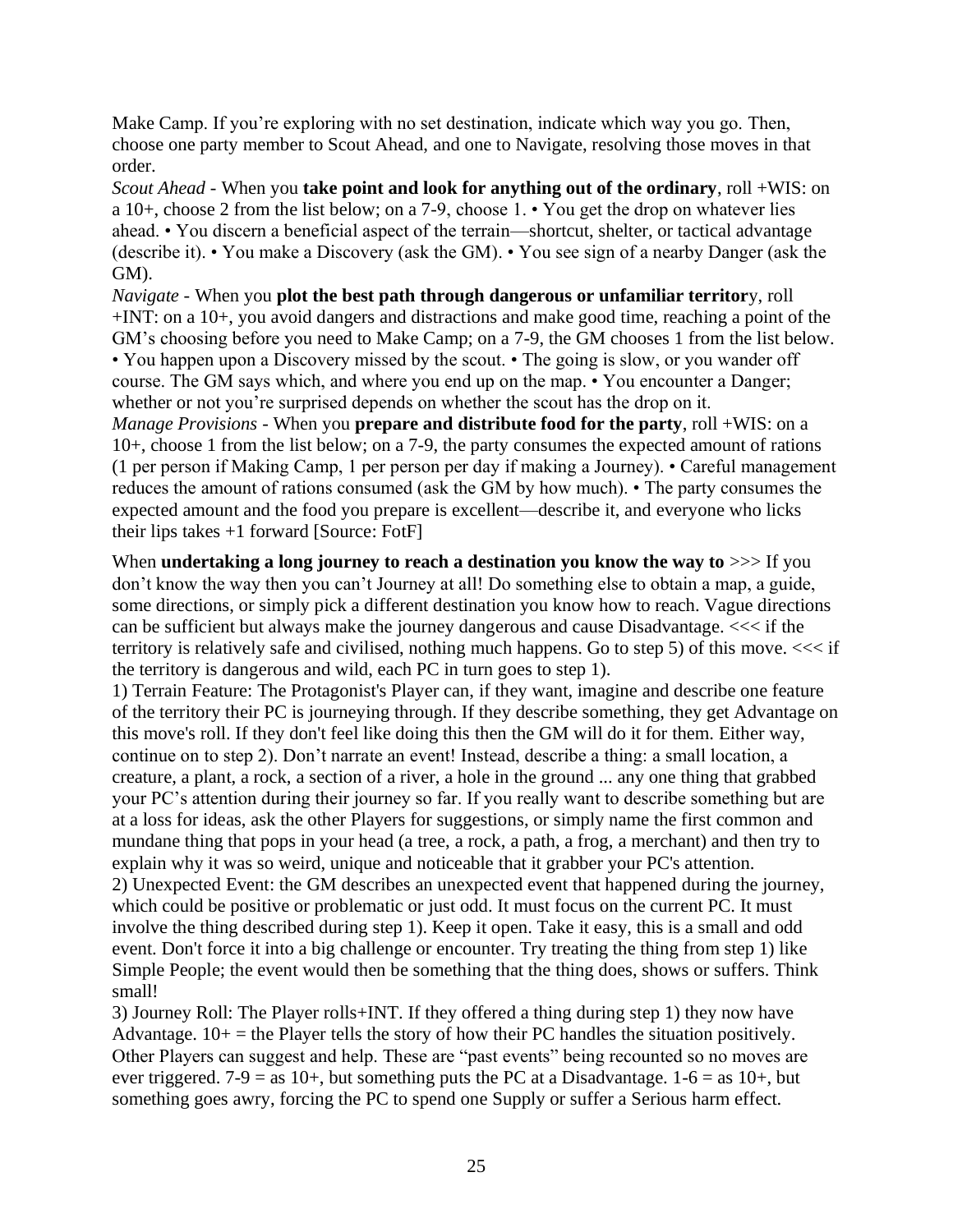Make Camp. If you're exploring with no set destination, indicate which way you go. Then, choose one party member to Scout Ahead, and one to Navigate, resolving those moves in that order.

*Scout Ahead* - When you **take point and look for anything out of the ordinary**, roll +WIS: on a 10+, choose 2 from the list below; on a 7-9, choose 1. • You get the drop on whatever lies ahead. • You discern a beneficial aspect of the terrain—shortcut, shelter, or tactical advantage (describe it). • You make a Discovery (ask the GM). • You see sign of a nearby Danger (ask the GM).

*Navigate* - When you **plot the best path through dangerous or unfamiliar territor**y, roll +INT: on a 10+, you avoid dangers and distractions and make good time, reaching a point of the GM's choosing before you need to Make Camp; on a 7-9, the GM chooses 1 from the list below. • You happen upon a Discovery missed by the scout. • The going is slow, or you wander off course. The GM says which, and where you end up on the map. • You encounter a Danger; whether or not you're surprised depends on whether the scout has the drop on it.

*Manage Provisions* - When you **prepare and distribute food for the party**, roll +WIS: on a 10+, choose 1 from the list below; on a 7-9, the party consumes the expected amount of rations (1 per person if Making Camp, 1 per person per day if making a Journey). • Careful management reduces the amount of rations consumed (ask the GM by how much). • The party consumes the expected amount and the food you prepare is excellent—describe it, and everyone who licks their lips takes +1 forward [Source: FotF]

When **undertaking a long journey to reach a destination you know the way to** >>> If you don't know the way then you can't Journey at all! Do something else to obtain a map, a guide, some directions, or simply pick a different destination you know how to reach. Vague directions can be sufficient but always make the journey dangerous and cause Disadvantage. <<< if the territory is relatively safe and civilised, nothing much happens. Go to step 5) of this move. <<< if the territory is dangerous and wild, each PC in turn goes to step 1).

1) Terrain Feature: The Protagonist's Player can, if they want, imagine and describe one feature of the territory their PC is journeying through. If they describe something, they get Advantage on this move's roll. If they don't feel like doing this then the GM will do it for them. Either way, continue on to step 2). Don't narrate an event! Instead, describe a thing: a small location, a creature, a plant, a rock, a section of a river, a hole in the ground ... any one thing that grabbed your PC's attention during their journey so far. If you really want to describe something but are at a loss for ideas, ask the other Players for suggestions, or simply name the first common and mundane thing that pops in your head (a tree, a rock, a path, a frog, a merchant) and then try to explain why it was so weird, unique and noticeable that it grabber your PC's attention.

2) Unexpected Event: the GM describes an unexpected event that happened during the journey, which could be positive or problematic or just odd. It must focus on the current PC. It must involve the thing described during step 1). Keep it open. Take it easy, this is a small and odd event. Don't force it into a big challenge or encounter. Try treating the thing from step 1) like Simple People; the event would then be something that the thing does, shows or suffers. Think small!

3) Journey Roll: The Player rolls+INT. If they offered a thing during step 1) they now have Advantage. 10+ = the Player tells the story of how their PC handles the situation positively. Other Players can suggest and help. These are "past events" being recounted so no moves are ever triggered. 7-9 = as 10+, but something puts the PC at a Disadvantage. 1-6 = as 10+, but something goes awry, forcing the PC to spend one Supply or suffer a Serious harm effect.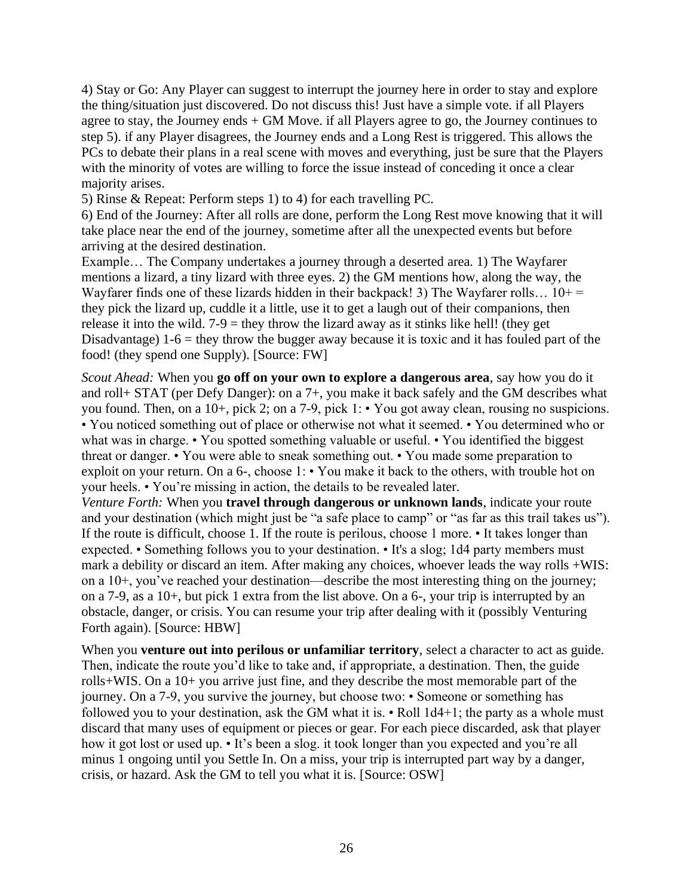4) Stay or Go: Any Player can suggest to interrupt the journey here in order to stay and explore the thing/situation just discovered. Do not discuss this! Just have a simple vote. if all Players agree to stay, the Journey ends + GM Move. if all Players agree to go, the Journey continues to step 5). if any Player disagrees, the Journey ends and a Long Rest is triggered. This allows the PCs to debate their plans in a real scene with moves and everything, just be sure that the Players with the minority of votes are willing to force the issue instead of conceding it once a clear majority arises.
5) Rinse & Repeat: Perform steps 1) to 4) for each travelling PC.
6) End of the Journey: After all rolls are done, perform the Long Rest move knowing that it will take place near the end of the journey, sometime after all the unexpected events but before arriving at the desired destination.
Example… The Company undertakes a journey through a deserted area. 1) The Wayfarer mentions a lizard, a tiny lizard with three eyes. 2) the GM mentions how, along the way, the Wayfarer finds one of these lizards hidden in their backpack! 3) The Wayfarer rolls… 10+ = they pick the lizard up, cuddle it a little, use it to get a laugh out of their companions, then release it into the wild. 7-9 = they throw the lizard away as it stinks like hell! (they get Disadvantage) 1-6 = they throw the bugger away because it is toxic and it has fouled part of the food! (they spend one Supply). [Source: FW]

*Scout Ahead:* When you **go off on your own to explore a dangerous area**, say how you do it and roll+ STAT (per Defy Danger): on a 7+, you make it back safely and the GM describes what you found. Then, on a 10+, pick 2; on a 7-9, pick 1: • You got away clean, rousing no suspicions. • You noticed something out of place or otherwise not what it seemed. • You determined who or what was in charge. • You spotted something valuable or useful. • You identified the biggest threat or danger. • You were able to sneak something out. • You made some preparation to exploit on your return. On a 6-, choose 1: • You make it back to the others, with trouble hot on your heels. • You're missing in action, the details to be revealed later.
*Venture Forth:* When you **travel through dangerous or unknown lands**, indicate your route and your destination (which might just be "a safe place to camp" or "as far as this trail takes us"). If the route is difficult, choose 1. If the route is perilous, choose 1 more. • It takes longer than expected. • Something follows you to your destination. • It's a slog; 1d4 party members must mark a debility or discard an item. After making any choices, whoever leads the way rolls +WIS: on a 10+, you've reached your destination—describe the most interesting thing on the journey; on a 7-9, as a 10+, but pick 1 extra from the list above. On a 6-, your trip is interrupted by an obstacle, danger, or crisis. You can resume your trip after dealing with it (possibly Venturing Forth again). [Source: HBW]

When you **venture out into perilous or unfamiliar territory**, select a character to act as guide. Then, indicate the route you'd like to take and, if appropriate, a destination. Then, the guide rolls+WIS. On a 10+ you arrive just fine, and they describe the most memorable part of the journey. On a 7-9, you survive the journey, but choose two: • Someone or something has followed you to your destination, ask the GM what it is. • Roll 1d4+1; the party as a whole must discard that many uses of equipment or pieces or gear. For each piece discarded, ask that player how it got lost or used up. • It's been a slog. it took longer than you expected and you're all minus 1 ongoing until you Settle In. On a miss, your trip is interrupted part way by a danger, crisis, or hazard. Ask the GM to tell you what it is. [Source: OSW]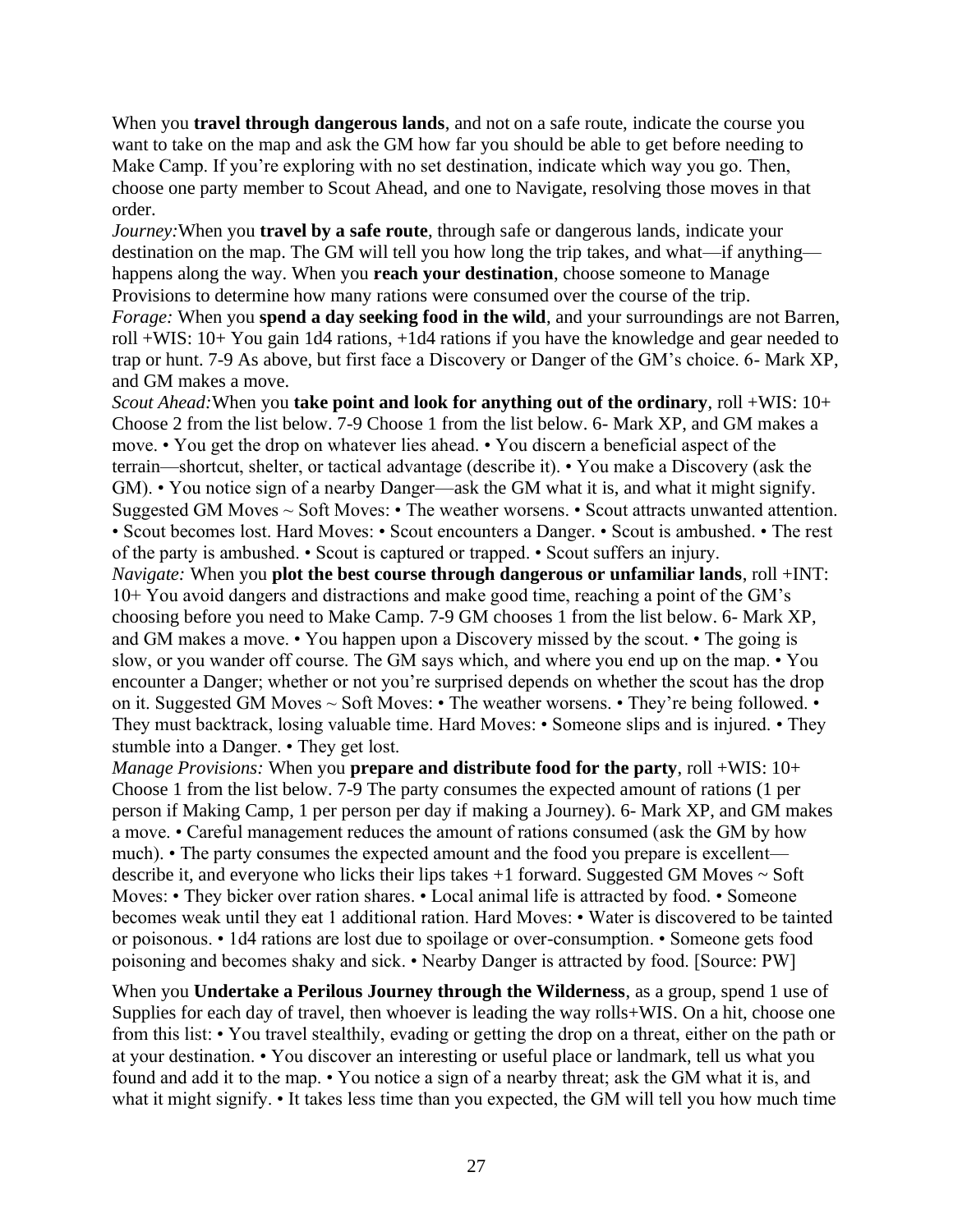When you **travel through dangerous lands**, and not on a safe route, indicate the course you want to take on the map and ask the GM how far you should be able to get before needing to Make Camp. If you're exploring with no set destination, indicate which way you go. Then, choose one party member to Scout Ahead, and one to Navigate, resolving those moves in that order.

*Journey:*When you **travel by a safe route**, through safe or dangerous lands, indicate your destination on the map. The GM will tell you how long the trip takes, and what—if anything—happens along the way. When you **reach your destination**, choose someone to Manage Provisions to determine how many rations were consumed over the course of the trip.

*Forage:* When you **spend a day seeking food in the wild**, and your surroundings are not Barren, roll +WIS: 10+ You gain 1d4 rations, +1d4 rations if you have the knowledge and gear needed to trap or hunt. 7-9 As above, but first face a Discovery or Danger of the GM's choice. 6- Mark XP, and GM makes a move.

*Scout Ahead:*When you **take point and look for anything out of the ordinary**, roll +WIS: 10+ Choose 2 from the list below. 7-9 Choose 1 from the list below. 6- Mark XP, and GM makes a move. • You get the drop on whatever lies ahead. • You discern a beneficial aspect of the terrain—shortcut, shelter, or tactical advantage (describe it). • You make a Discovery (ask the GM). • You notice sign of a nearby Danger—ask the GM what it is, and what it might signify. Suggested GM Moves ~ Soft Moves: • The weather worsens. • Scout attracts unwanted attention. • Scout becomes lost. Hard Moves: • Scout encounters a Danger. • Scout is ambushed. • The rest of the party is ambushed. • Scout is captured or trapped. • Scout suffers an injury.

*Navigate:* When you **plot the best course through dangerous or unfamiliar lands**, roll +INT: 10+ You avoid dangers and distractions and make good time, reaching a point of the GM's choosing before you need to Make Camp. 7-9 GM chooses 1 from the list below. 6- Mark XP, and GM makes a move. • You happen upon a Discovery missed by the scout. • The going is slow, or you wander off course. The GM says which, and where you end up on the map. • You encounter a Danger; whether or not you're surprised depends on whether the scout has the drop on it. Suggested GM Moves ~ Soft Moves: • The weather worsens. • They're being followed. • They must backtrack, losing valuable time. Hard Moves: • Someone slips and is injured. • They stumble into a Danger. • They get lost.

*Manage Provisions:* When you **prepare and distribute food for the party**, roll +WIS: 10+ Choose 1 from the list below. 7-9 The party consumes the expected amount of rations (1 per person if Making Camp, 1 per person per day if making a Journey). 6- Mark XP, and GM makes a move. • Careful management reduces the amount of rations consumed (ask the GM by how much). • The party consumes the expected amount and the food you prepare is excellent—describe it, and everyone who licks their lips takes +1 forward. Suggested GM Moves ~ Soft Moves: • They bicker over ration shares. • Local animal life is attracted by food. • Someone becomes weak until they eat 1 additional ration. Hard Moves: • Water is discovered to be tainted or poisonous. • 1d4 rations are lost due to spoilage or over-consumption. • Someone gets food poisoning and becomes shaky and sick. • Nearby Danger is attracted by food. [Source: PW]

When you **Undertake a Perilous Journey through the Wilderness**, as a group, spend 1 use of Supplies for each day of travel, then whoever is leading the way rolls+WIS. On a hit, choose one from this list: • You travel stealthily, evading or getting the drop on a threat, either on the path or at your destination. • You discover an interesting or useful place or landmark, tell us what you found and add it to the map. • You notice a sign of a nearby threat; ask the GM what it is, and what it might signify. • It takes less time than you expected, the GM will tell you how much time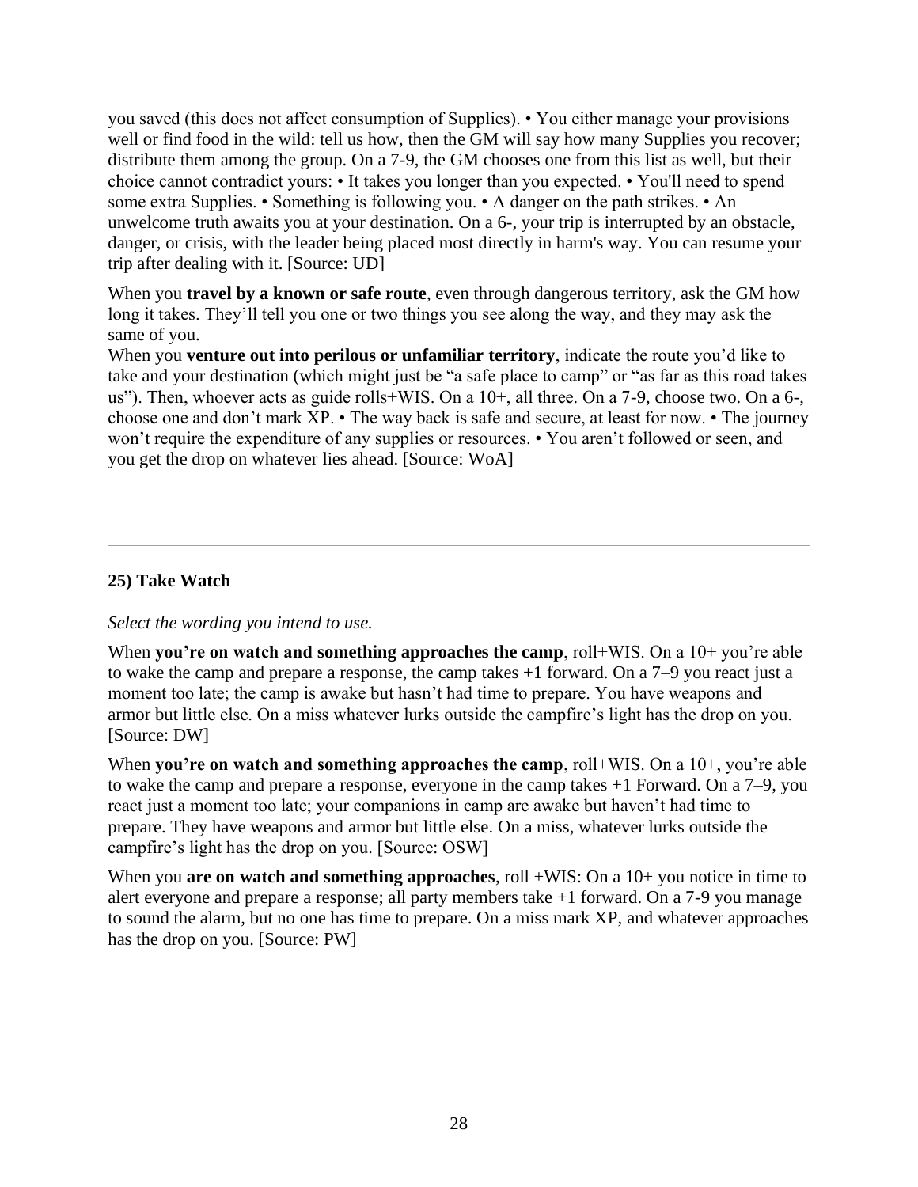you saved (this does not affect consumption of Supplies). • You either manage your provisions well or find food in the wild: tell us how, then the GM will say how many Supplies you recover; distribute them among the group. On a 7-9, the GM chooses one from this list as well, but their choice cannot contradict yours: • It takes you longer than you expected. • You'll need to spend some extra Supplies. • Something is following you. • A danger on the path strikes. • An unwelcome truth awaits you at your destination. On a 6-, your trip is interrupted by an obstacle, danger, or crisis, with the leader being placed most directly in harm's way. You can resume your trip after dealing with it. [Source: UD]

When you **travel by a known or safe route**, even through dangerous territory, ask the GM how long it takes. They'll tell you one or two things you see along the way, and they may ask the same of you.
When you **venture out into perilous or unfamiliar territory**, indicate the route you'd like to take and your destination (which might just be "a safe place to camp" or "as far as this road takes us"). Then, whoever acts as guide rolls+WIS. On a 10+, all three. On a 7-9, choose two. On a 6-, choose one and don't mark XP. • The way back is safe and secure, at least for now. • The journey won't require the expenditure of any supplies or resources. • You aren't followed or seen, and you get the drop on whatever lies ahead. [Source: WoA]

---

### 25) Take Watch

*Select the wording you intend to use.*

When **you're on watch and something approaches the camp**, roll+WIS. On a 10+ you're able to wake the camp and prepare a response, the camp takes +1 forward. On a 7–9 you react just a moment too late; the camp is awake but hasn't had time to prepare. You have weapons and armor but little else. On a miss whatever lurks outside the campfire's light has the drop on you. [Source: DW]

When **you're on watch and something approaches the camp**, roll+WIS. On a 10+, you're able to wake the camp and prepare a response, everyone in the camp takes +1 Forward. On a 7–9, you react just a moment too late; your companions in camp are awake but haven't had time to prepare. They have weapons and armor but little else. On a miss, whatever lurks outside the campfire's light has the drop on you. [Source: OSW]

When you **are on watch and something approaches**, roll +WIS: On a 10+ you notice in time to alert everyone and prepare a response; all party members take +1 forward. On a 7-9 you manage to sound the alarm, but no one has time to prepare. On a miss mark XP, and whatever approaches has the drop on you. [Source: PW]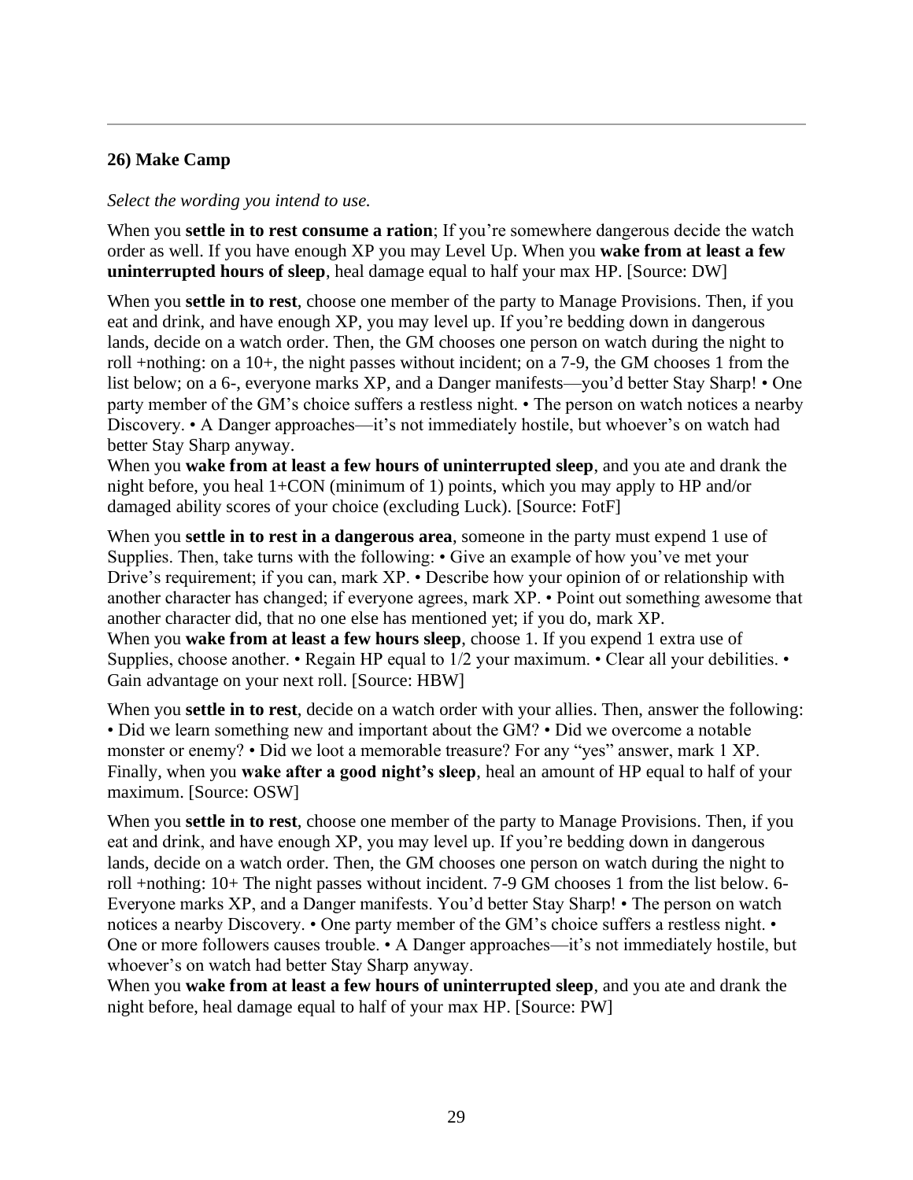### 26) Make Camp

*Select the wording you intend to use.*

When you **settle in to rest consume a ration**; If you're somewhere dangerous decide the watch order as well. If you have enough XP you may Level Up. When you **wake from at least a few uninterrupted hours of sleep**, heal damage equal to half your max HP. [Source: DW]

When you **settle in to rest**, choose one member of the party to Manage Provisions. Then, if you eat and drink, and have enough XP, you may level up. If you're bedding down in dangerous lands, decide on a watch order. Then, the GM chooses one person on watch during the night to roll +nothing: on a 10+, the night passes without incident; on a 7-9, the GM chooses 1 from the list below; on a 6-, everyone marks XP, and a Danger manifests—you'd better Stay Sharp! • One party member of the GM's choice suffers a restless night. • The person on watch notices a nearby Discovery. • A Danger approaches—it's not immediately hostile, but whoever's on watch had better Stay Sharp anyway.
When you **wake from at least a few hours of uninterrupted sleep**, and you ate and drank the night before, you heal 1+CON (minimum of 1) points, which you may apply to HP and/or damaged ability scores of your choice (excluding Luck). [Source: FotF]

When you **settle in to rest in a dangerous area**, someone in the party must expend 1 use of Supplies. Then, take turns with the following: • Give an example of how you've met your Drive's requirement; if you can, mark XP. • Describe how your opinion of or relationship with another character has changed; if everyone agrees, mark XP. • Point out something awesome that another character did, that no one else has mentioned yet; if you do, mark XP.
When you **wake from at least a few hours sleep**, choose 1. If you expend 1 extra use of Supplies, choose another. • Regain HP equal to 1/2 your maximum. • Clear all your debilities. • Gain advantage on your next roll. [Source: HBW]

When you **settle in to rest**, decide on a watch order with your allies. Then, answer the following: • Did we learn something new and important about the GM? • Did we overcome a notable monster or enemy? • Did we loot a memorable treasure? For any "yes" answer, mark 1 XP. Finally, when you **wake after a good night's sleep**, heal an amount of HP equal to half of your maximum. [Source: OSW]

When you **settle in to rest**, choose one member of the party to Manage Provisions. Then, if you eat and drink, and have enough XP, you may level up. If you're bedding down in dangerous lands, decide on a watch order. Then, the GM chooses one person on watch during the night to roll +nothing: 10+ The night passes without incident. 7-9 GM chooses 1 from the list below. 6- Everyone marks XP, and a Danger manifests. You'd better Stay Sharp! • The person on watch notices a nearby Discovery. • One party member of the GM's choice suffers a restless night. • One or more followers causes trouble. • A Danger approaches—it's not immediately hostile, but whoever's on watch had better Stay Sharp anyway.
When you **wake from at least a few hours of uninterrupted sleep**, and you ate and drank the night before, heal damage equal to half of your max HP. [Source: PW]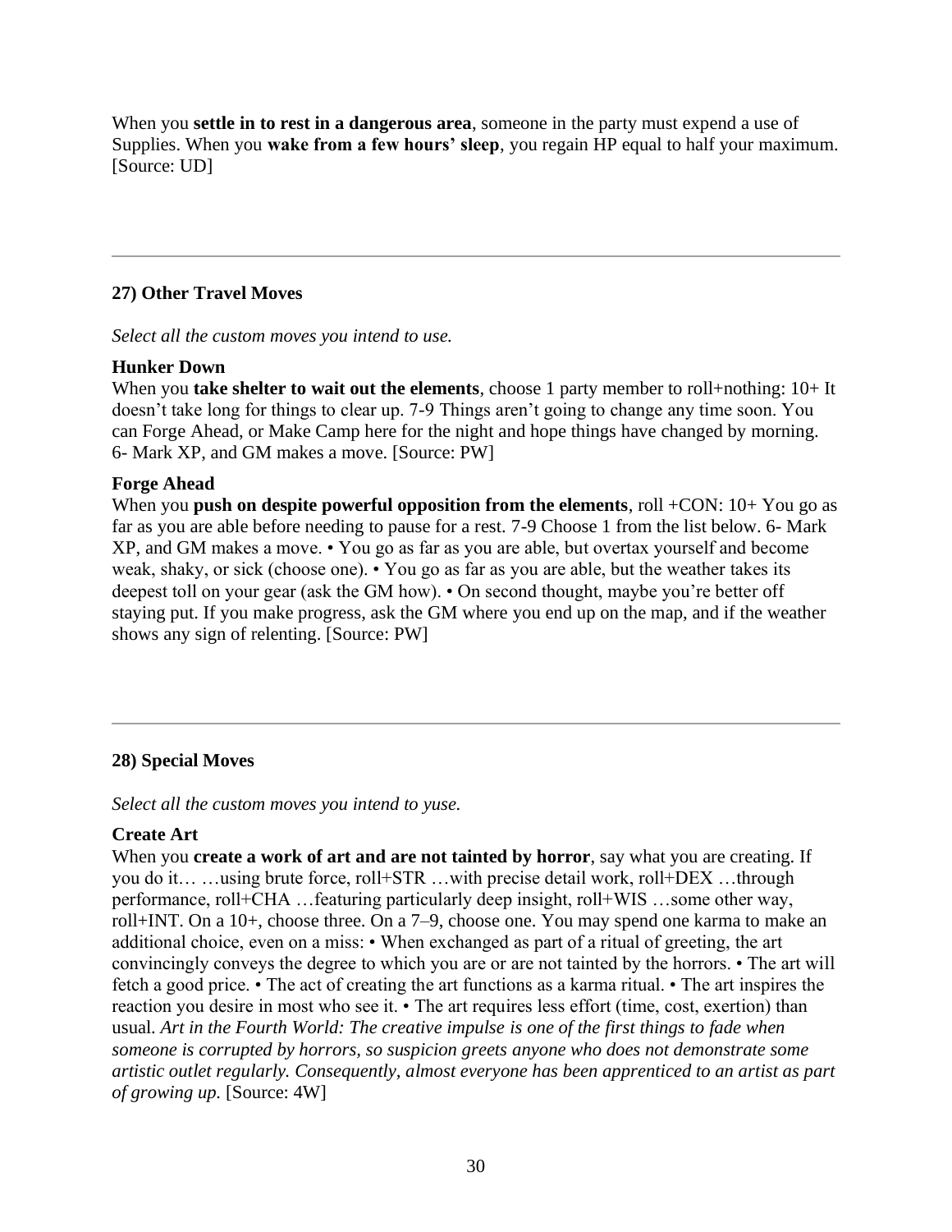When you **settle in to rest in a dangerous area**, someone in the party must expend a use of Supplies. When you **wake from a few hours' sleep**, you regain HP equal to half your maximum. [Source: UD]

---

### 27) Other Travel Moves

*Select all the custom moves you intend to use.*

**Hunker Down**
When you **take shelter to wait out the elements**, choose 1 party member to roll+nothing: 10+ It doesn't take long for things to clear up. 7-9 Things aren't going to change any time soon. You can Forge Ahead, or Make Camp here for the night and hope things have changed by morning. 6- Mark XP, and GM makes a move. [Source: PW]

**Forge Ahead**
When you **push on despite powerful opposition from the elements**, roll +CON: 10+ You go as far as you are able before needing to pause for a rest. 7-9 Choose 1 from the list below. 6- Mark XP, and GM makes a move. • You go as far as you are able, but overtax yourself and become weak, shaky, or sick (choose one). • You go as far as you are able, but the weather takes its deepest toll on your gear (ask the GM how). • On second thought, maybe you're better off staying put. If you make progress, ask the GM where you end up on the map, and if the weather shows any sign of relenting. [Source: PW]

---

### 28) Special Moves

*Select all the custom moves you intend to yuse.*

**Create Art**
When you **create a work of art and are not tainted by horror**, say what you are creating. If you do it… …using brute force, roll+STR …with precise detail work, roll+DEX …through performance, roll+CHA …featuring particularly deep insight, roll+WIS …some other way, roll+INT. On a 10+, choose three. On a 7–9, choose one. You may spend one karma to make an additional choice, even on a miss: • When exchanged as part of a ritual of greeting, the art convincingly conveys the degree to which you are or are not tainted by the horrors. • The art will fetch a good price. • The act of creating the art functions as a karma ritual. • The art inspires the reaction you desire in most who see it. • The art requires less effort (time, cost, exertion) than usual. *Art in the Fourth World: The creative impulse is one of the first things to fade when someone is corrupted by horrors, so suspicion greets anyone who does not demonstrate some artistic outlet regularly. Consequently, almost everyone has been apprenticed to an artist as part of growing up.* [Source: 4W]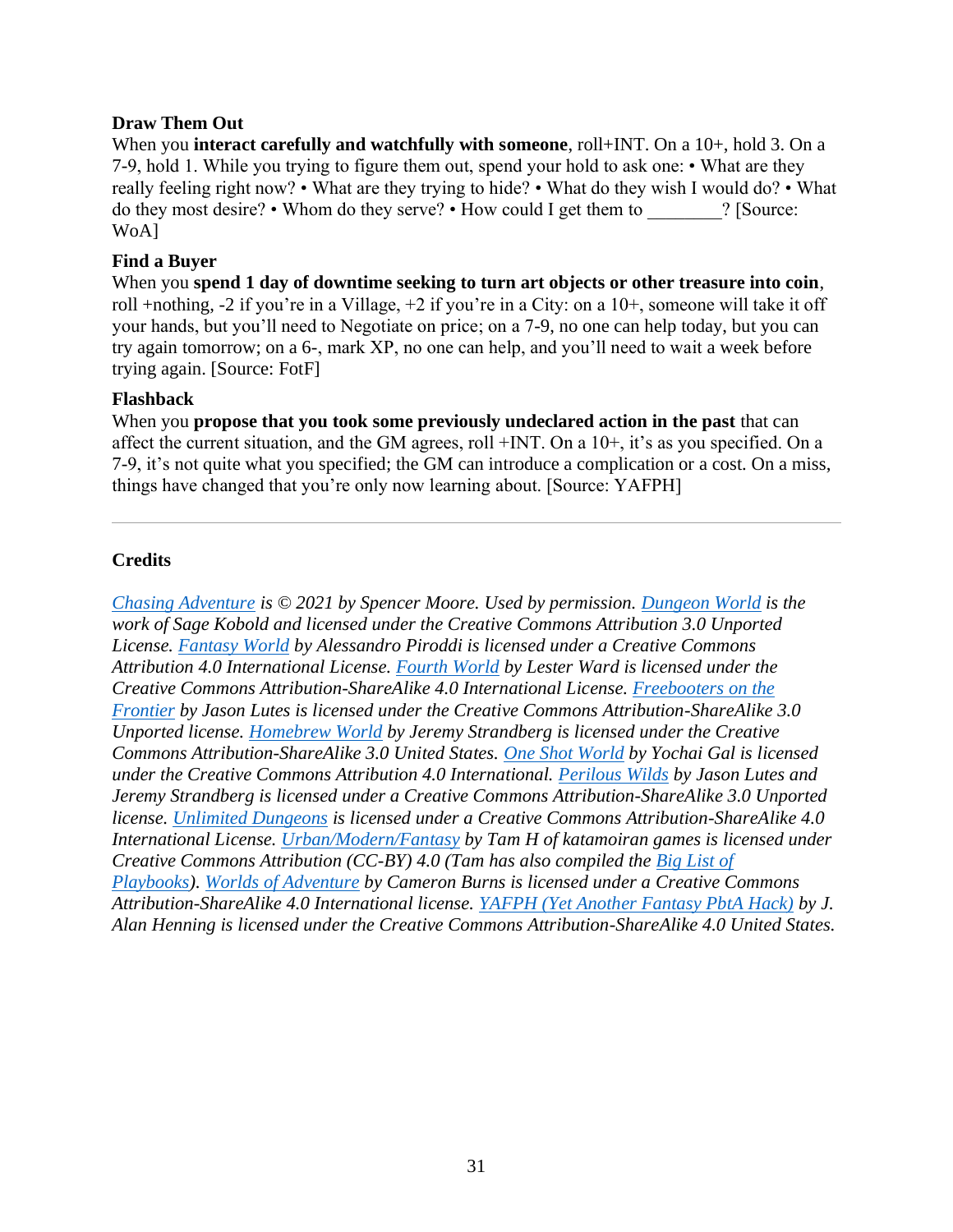### Draw Them Out

When you **interact carefully and watchfully with someone**, roll+INT. On a 10+, hold 3. On a 7-9, hold 1. While you trying to figure them out, spend your hold to ask one: • What are they really feeling right now? • What are they trying to hide? • What do they wish I would do? • What do they most desire? • Whom do they serve? • How could I get them to ________? [Source: WoA]

### Find a Buyer

When you **spend 1 day of downtime seeking to turn art objects or other treasure into coin**, roll +nothing, -2 if you're in a Village, +2 if you're in a City: on a 10+, someone will take it off your hands, but you'll need to Negotiate on price; on a 7-9, no one can help today, but you can try again tomorrow; on a 6-, mark XP, no one can help, and you'll need to wait a week before trying again. [Source: FotF]

### Flashback

When you **propose that you took some previously undeclared action in the past** that can affect the current situation, and the GM agrees, roll +INT. On a 10+, it's as you specified. On a 7-9, it's not quite what you specified; the GM can introduce a complication or a cost. On a miss, things have changed that you're only now learning about. [Source: YAFPH]

---

### Credits

*Chasing Adventure is © 2021 by Spencer Moore. Used by permission. Dungeon World is the work of Sage Kobold and licensed under the Creative Commons Attribution 3.0 Unported License. Fantasy World by Alessandro Piroddi is licensed under a Creative Commons Attribution 4.0 International License. Fourth World by Lester Ward is licensed under the Creative Commons Attribution-ShareAlike 4.0 International License. Freebooters on the Frontier by Jason Lutes is licensed under the Creative Commons Attribution-ShareAlike 3.0 Unported license. Homebrew World by Jeremy Strandberg is licensed under the Creative Commons Attribution-ShareAlike 3.0 United States. One Shot World by Yochai Gal is licensed under the Creative Commons Attribution 4.0 International. Perilous Wilds by Jason Lutes and Jeremy Strandberg is licensed under a Creative Commons Attribution-ShareAlike 3.0 Unported license. Unlimited Dungeons is licensed under a Creative Commons Attribution-ShareAlike 4.0 International License. Urban/Modern/Fantasy by Tam H of katamoiran games is licensed under Creative Commons Attribution (CC-BY) 4.0 (Tam has also compiled the Big List of Playbooks). Worlds of Adventure by Cameron Burns is licensed under a Creative Commons Attribution-ShareAlike 4.0 International license. YAFPH (Yet Another Fantasy PbtA Hack) by J. Alan Henning is licensed under the Creative Commons Attribution-ShareAlike 4.0 United States.*